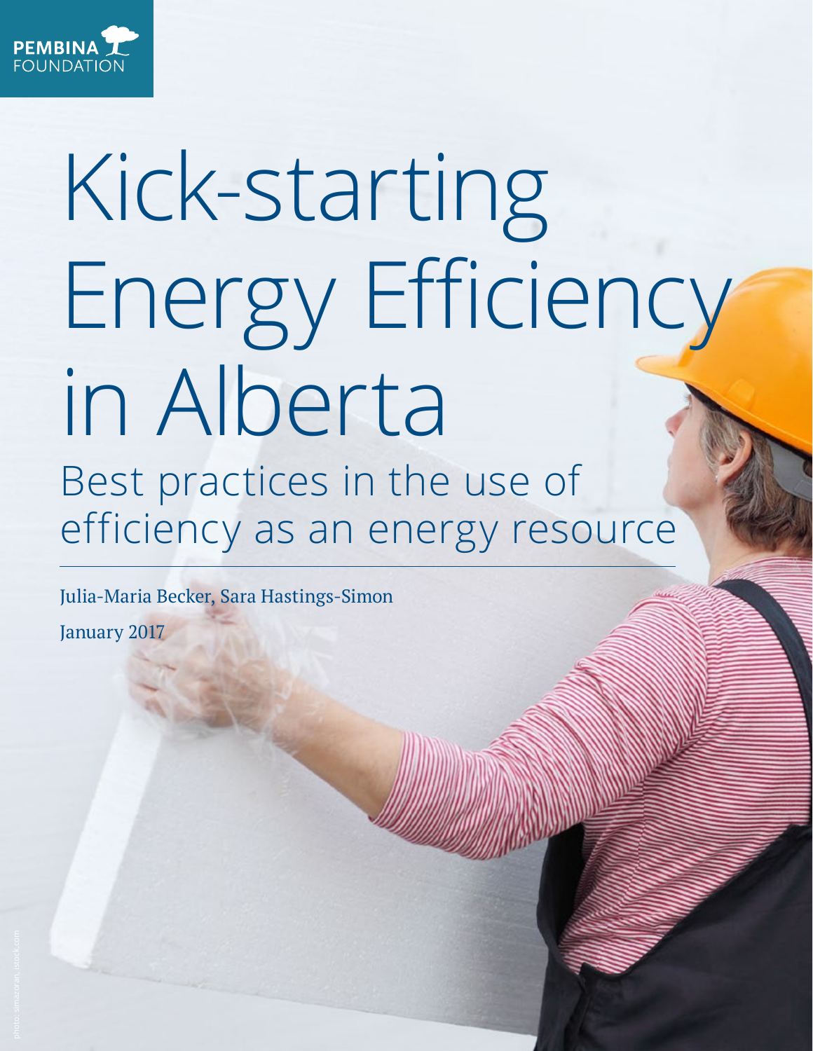PEMBINA FOUNDATION

# Kick-starting Energy Efficiency in Alberta

## Best practices in the use of efficiency as an energy resource

Julia-Maria Becker, Sara Hastings-Simon

January 2017

photo: simazoran, istock.com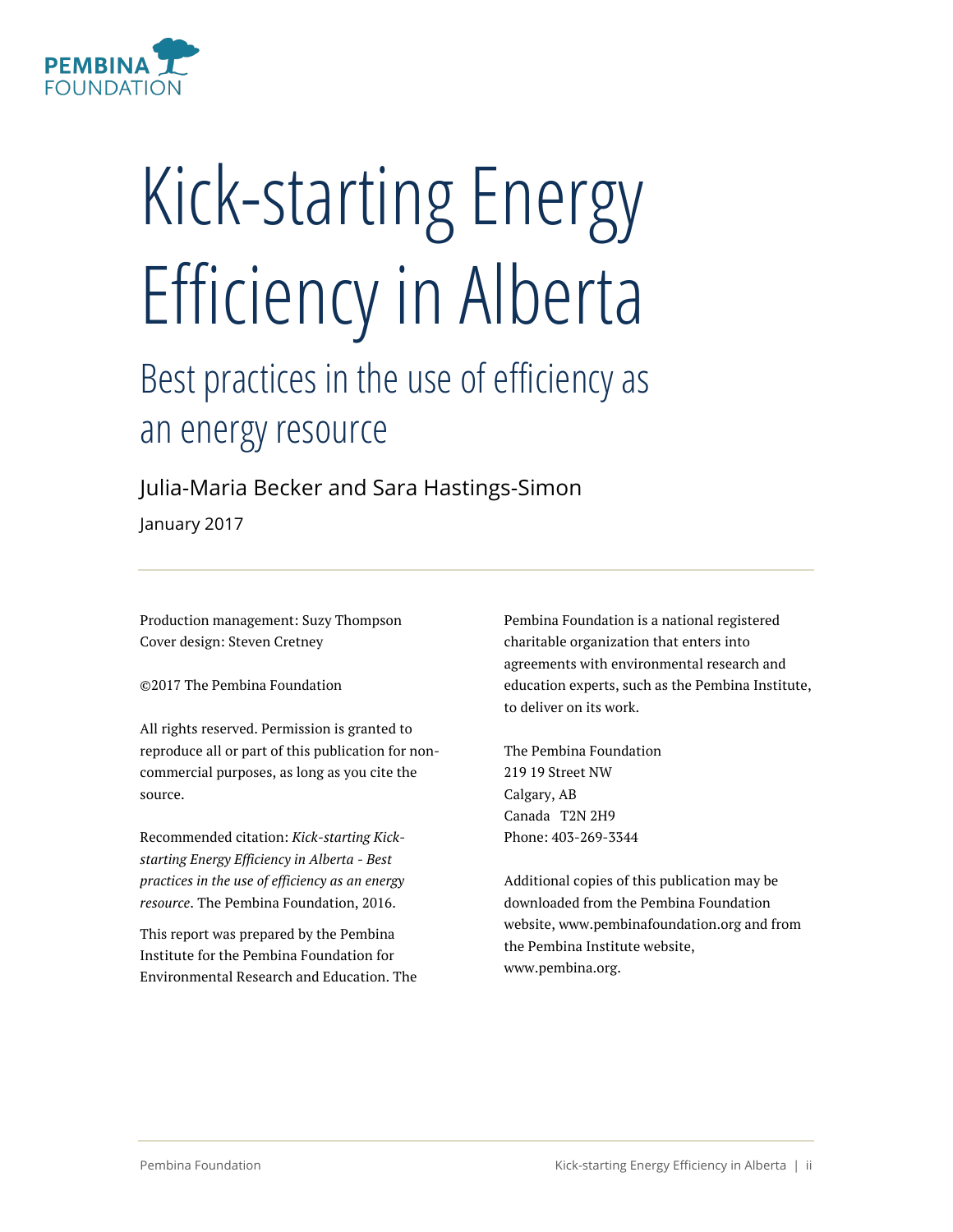PEMBINA FOUNDATION

# Kick-starting Energy Efficiency in Alberta

## Best practices in the use of efficiency as an energy resource

Julia-Maria Becker and Sara Hastings-Simon

January 2017

Production management: Suzy Thompson
Cover design: Steven Cretney

©2017 The Pembina Foundation

All rights reserved. Permission is granted to reproduce all or part of this publication for non-commercial purposes, as long as you cite the source.

Recommended citation: *Kick-starting Kick-starting Energy Efficiency in Alberta - Best practices in the use of efficiency as an energy resource*. The Pembina Foundation, 2016.

This report was prepared by the Pembina Institute for the Pembina Foundation for Environmental Research and Education. The Pembina Foundation is a national registered charitable organization that enters into agreements with environmental research and education experts, such as the Pembina Institute, to deliver on its work.

The Pembina Foundation
219 19 Street NW
Calgary, AB
Canada T2N 2H9
Phone: 403-269-3344

Additional copies of this publication may be downloaded from the Pembina Foundation website, www.pembinafoundation.org and from the Pembina Institute website, www.pembina.org.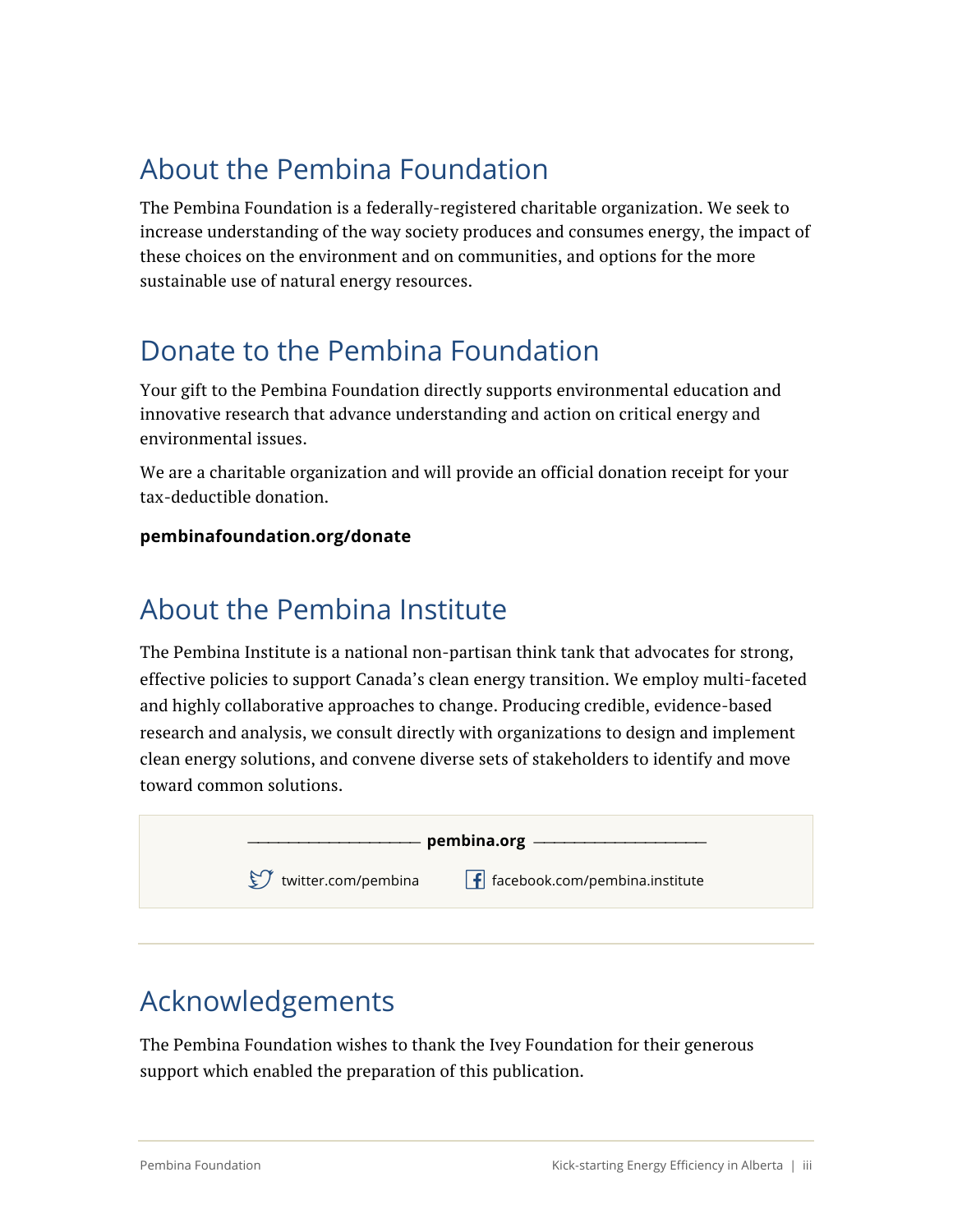## About the Pembina Foundation

The Pembina Foundation is a federally-registered charitable organization. We seek to increase understanding of the way society produces and consumes energy, the impact of these choices on the environment and on communities, and options for the more sustainable use of natural energy resources.

## Donate to the Pembina Foundation

Your gift to the Pembina Foundation directly supports environmental education and innovative research that advance understanding and action on critical energy and environmental issues.

We are a charitable organization and will provide an official donation receipt for your tax-deductible donation.

**pembinafoundation.org/donate**

## About the Pembina Institute

The Pembina Institute is a national non-partisan think tank that advocates for strong, effective policies to support Canada's clean energy transition. We employ multi-faceted and highly collaborative approaches to change. Producing credible, evidence-based research and analysis, we consult directly with organizations to design and implement clean energy solutions, and convene diverse sets of stakeholders to identify and move toward common solutions.

**pembina.org**

twitter.com/pembina  facebook.com/pembina.institute

## Acknowledgements

The Pembina Foundation wishes to thank the Ivey Foundation for their generous support which enabled the preparation of this publication.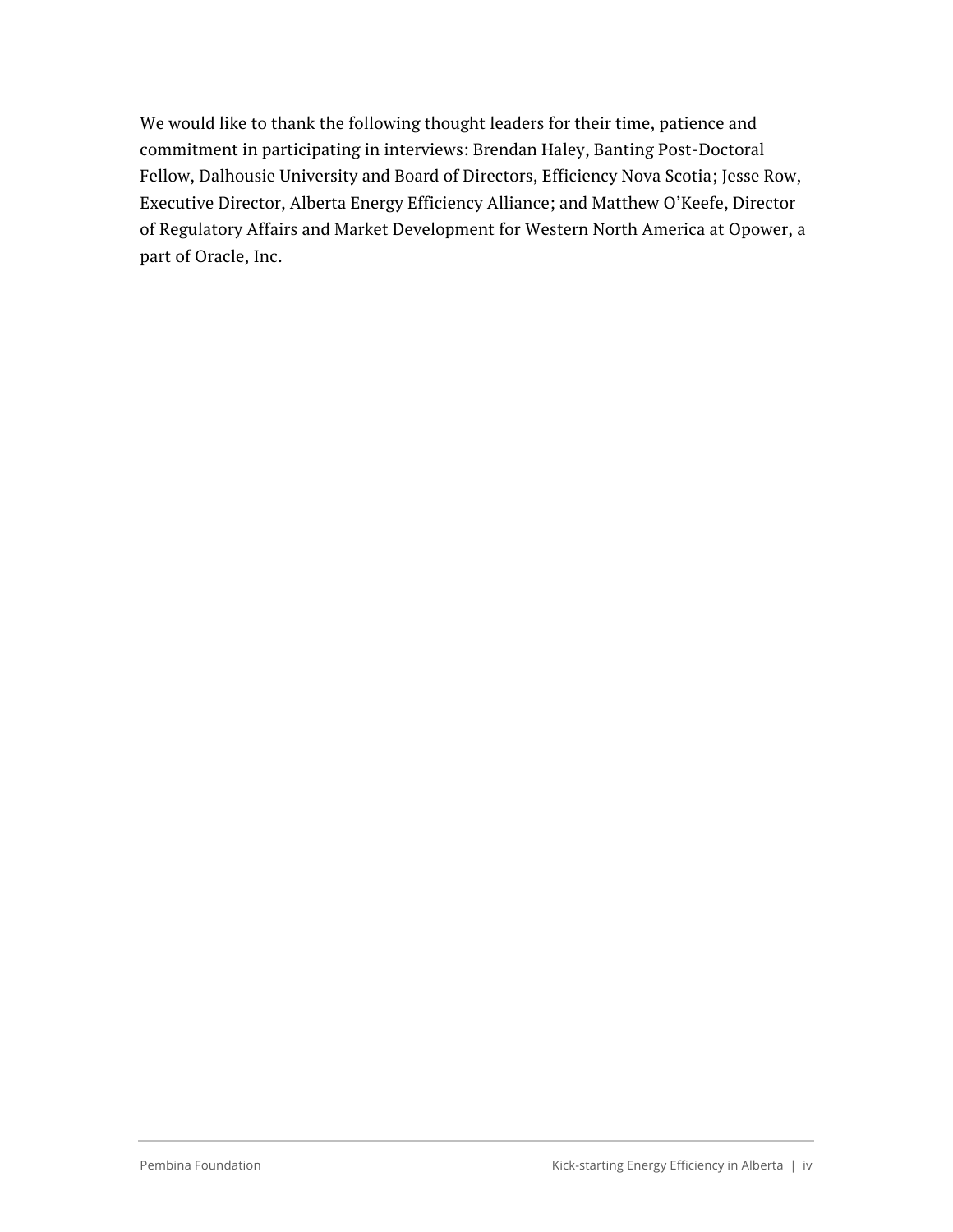We would like to thank the following thought leaders for their time, patience and commitment in participating in interviews: Brendan Haley, Banting Post-Doctoral Fellow, Dalhousie University and Board of Directors, Efficiency Nova Scotia; Jesse Row, Executive Director, Alberta Energy Efficiency Alliance; and Matthew O'Keefe, Director of Regulatory Affairs and Market Development for Western North America at Opower, a part of Oracle, Inc.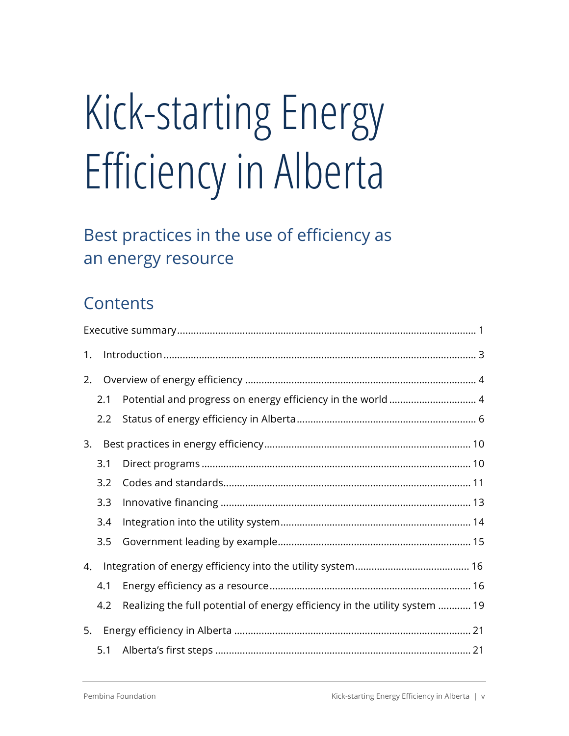# Kick-starting Energy Efficiency in Alberta

## Best practices in the use of efficiency as an energy resource

## Contents

Executive summary ..... 1

1. Introduction ..... 3

2. Overview of energy efficiency ..... 4
   - 2.1 Potential and progress on energy efficiency in the world ..... 4
   - 2.2 Status of energy efficiency in Alberta ..... 6

3. Best practices in energy efficiency ..... 10
   - 3.1 Direct programs ..... 10
   - 3.2 Codes and standards ..... 11
   - 3.3 Innovative financing ..... 13
   - 3.4 Integration into the utility system ..... 14
   - 3.5 Government leading by example ..... 15

4. Integration of energy efficiency into the utility system ..... 16
   - 4.1 Energy efficiency as a resource ..... 16
   - 4.2 Realizing the full potential of energy efficiency in the utility system ..... 19

5. Energy efficiency in Alberta ..... 21
   - 5.1 Alberta's first steps ..... 21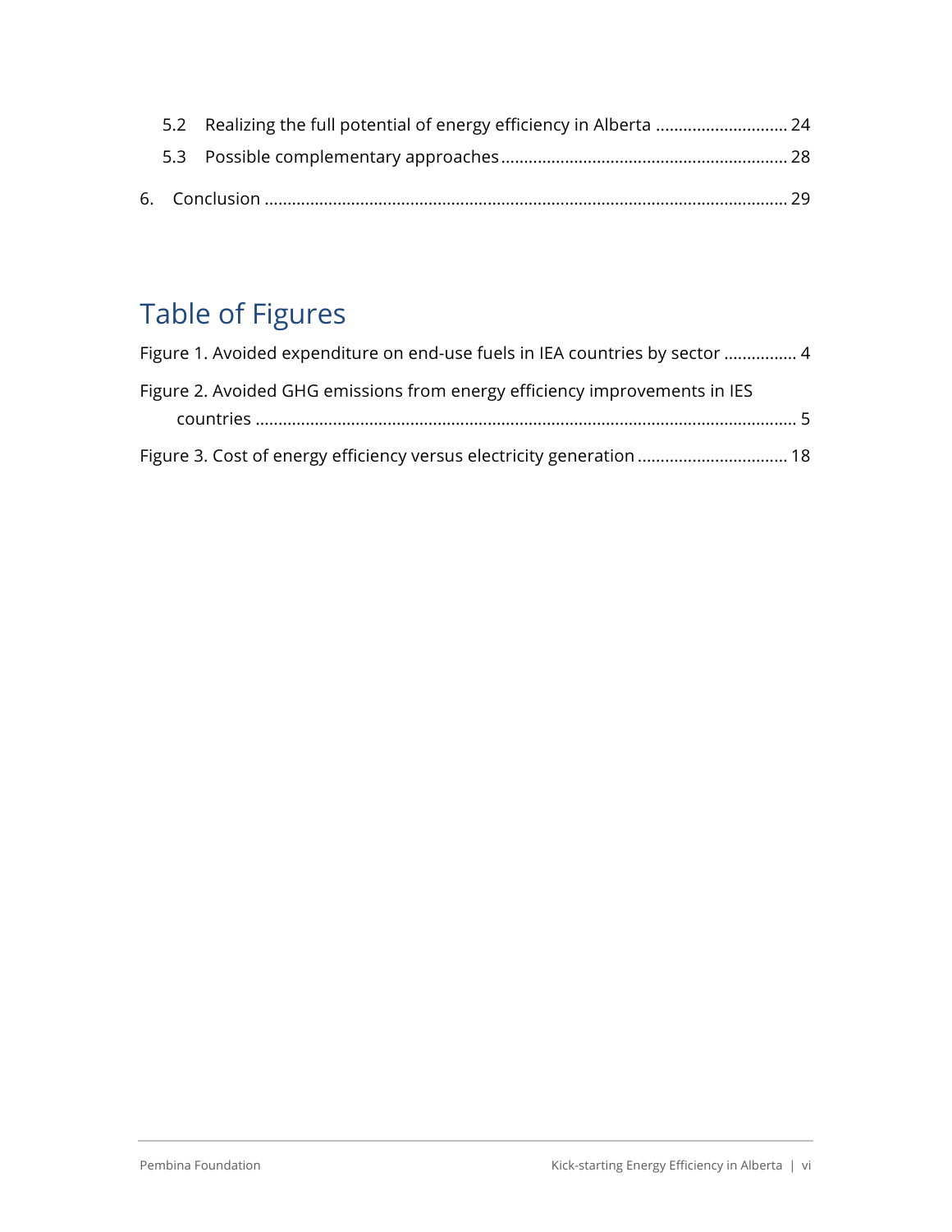5.2 Realizing the full potential of energy efficiency in Alberta ............................ 24

5.3 Possible complementary approaches ............................................................ 28

6. Conclusion ................................................................................................................ 29

# Table of Figures

Figure 1. Avoided expenditure on end-use fuels in IEA countries by sector ................ 4

Figure 2. Avoided GHG emissions from energy efficiency improvements in IES countries ..................................................................................................................... 5

Figure 3. Cost of energy efficiency versus electricity generation ................................ 18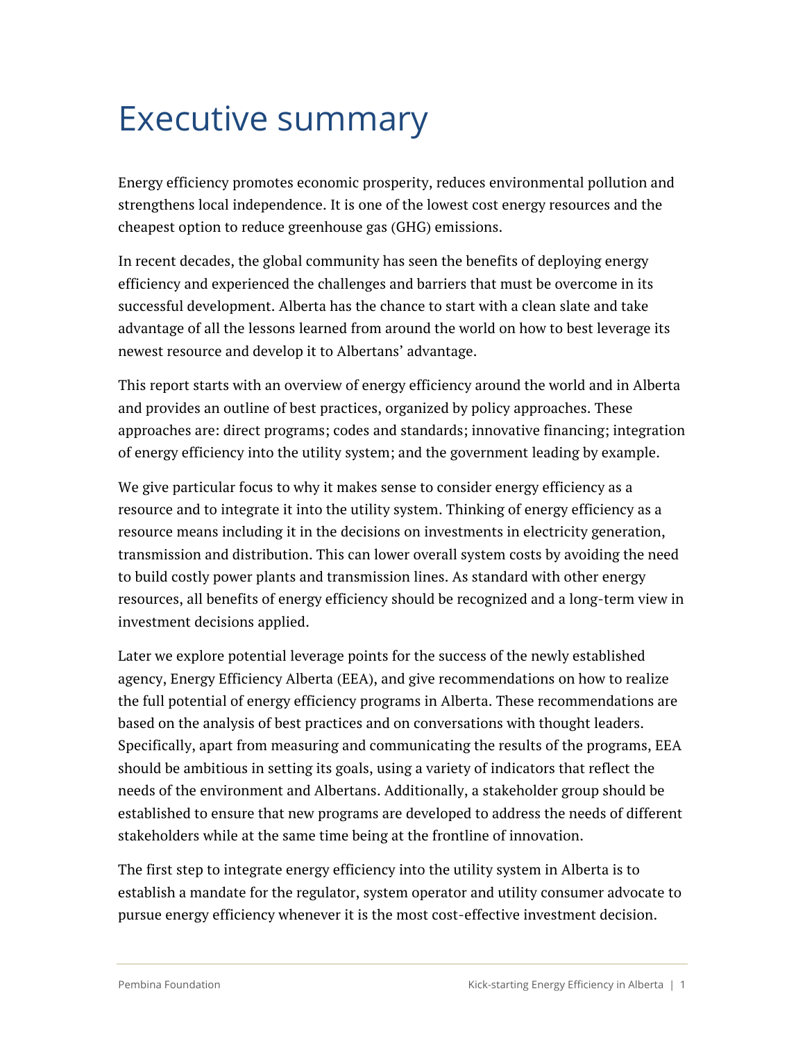# Executive summary

Energy efficiency promotes economic prosperity, reduces environmental pollution and strengthens local independence. It is one of the lowest cost energy resources and the cheapest option to reduce greenhouse gas (GHG) emissions.

In recent decades, the global community has seen the benefits of deploying energy efficiency and experienced the challenges and barriers that must be overcome in its successful development. Alberta has the chance to start with a clean slate and take advantage of all the lessons learned from around the world on how to best leverage its newest resource and develop it to Albertans' advantage.

This report starts with an overview of energy efficiency around the world and in Alberta and provides an outline of best practices, organized by policy approaches. These approaches are: direct programs; codes and standards; innovative financing; integration of energy efficiency into the utility system; and the government leading by example.

We give particular focus to why it makes sense to consider energy efficiency as a resource and to integrate it into the utility system. Thinking of energy efficiency as a resource means including it in the decisions on investments in electricity generation, transmission and distribution. This can lower overall system costs by avoiding the need to build costly power plants and transmission lines. As standard with other energy resources, all benefits of energy efficiency should be recognized and a long-term view in investment decisions applied.

Later we explore potential leverage points for the success of the newly established agency, Energy Efficiency Alberta (EEA), and give recommendations on how to realize the full potential of energy efficiency programs in Alberta. These recommendations are based on the analysis of best practices and on conversations with thought leaders. Specifically, apart from measuring and communicating the results of the programs, EEA should be ambitious in setting its goals, using a variety of indicators that reflect the needs of the environment and Albertans. Additionally, a stakeholder group should be established to ensure that new programs are developed to address the needs of different stakeholders while at the same time being at the frontline of innovation.

The first step to integrate energy efficiency into the utility system in Alberta is to establish a mandate for the regulator, system operator and utility consumer advocate to pursue energy efficiency whenever it is the most cost-effective investment decision.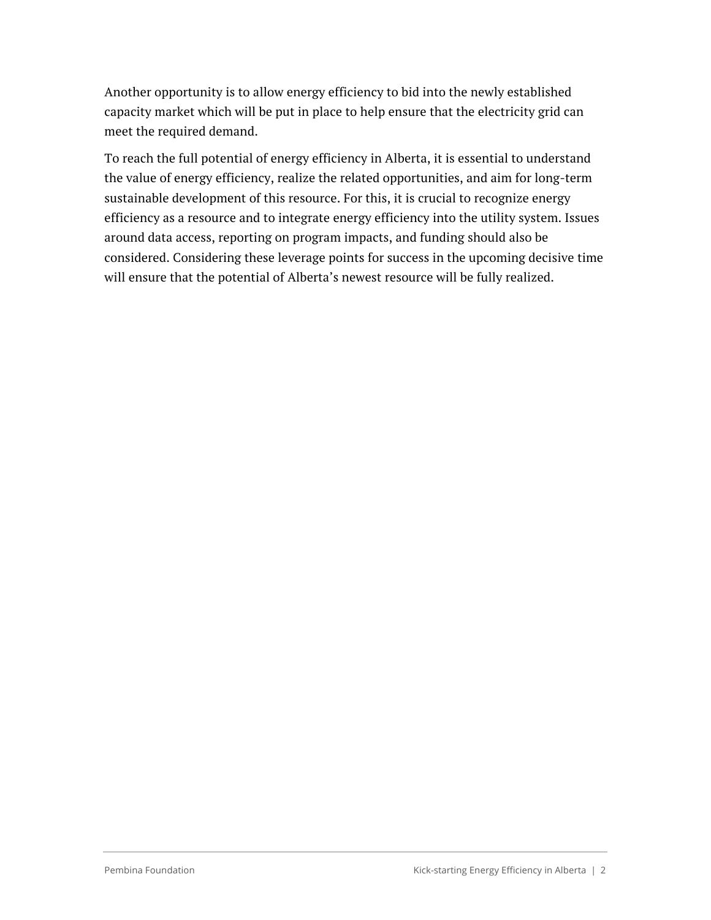Another opportunity is to allow energy efficiency to bid into the newly established capacity market which will be put in place to help ensure that the electricity grid can meet the required demand.

To reach the full potential of energy efficiency in Alberta, it is essential to understand the value of energy efficiency, realize the related opportunities, and aim for long-term sustainable development of this resource. For this, it is crucial to recognize energy efficiency as a resource and to integrate energy efficiency into the utility system. Issues around data access, reporting on program impacts, and funding should also be considered. Considering these leverage points for success in the upcoming decisive time will ensure that the potential of Alberta's newest resource will be fully realized.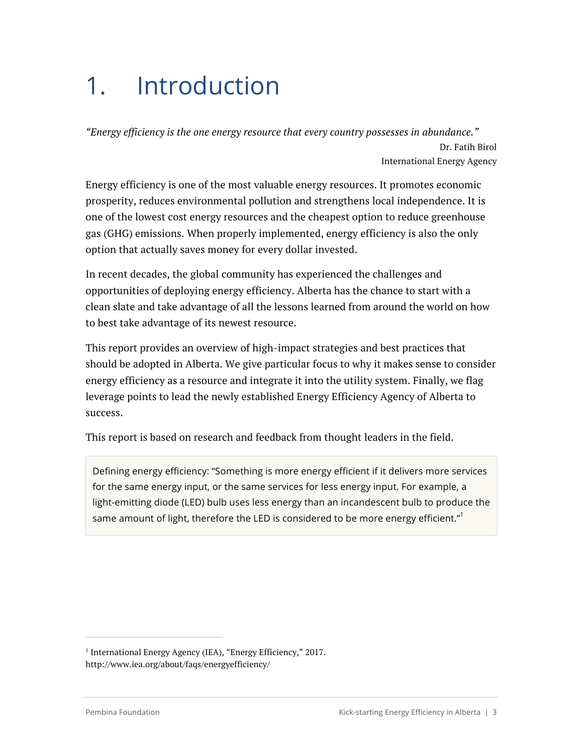# 1. Introduction

*"Energy efficiency is the one energy resource that every country possesses in abundance."*

Dr. Fatih Birol
International Energy Agency

Energy efficiency is one of the most valuable energy resources. It promotes economic prosperity, reduces environmental pollution and strengthens local independence. It is one of the lowest cost energy resources and the cheapest option to reduce greenhouse gas (GHG) emissions. When properly implemented, energy efficiency is also the only option that actually saves money for every dollar invested.

In recent decades, the global community has experienced the challenges and opportunities of deploying energy efficiency. Alberta has the chance to start with a clean slate and take advantage of all the lessons learned from around the world on how to best take advantage of its newest resource.

This report provides an overview of high-impact strategies and best practices that should be adopted in Alberta. We give particular focus to why it makes sense to consider energy efficiency as a resource and integrate it into the utility system. Finally, we flag leverage points to lead the newly established Energy Efficiency Agency of Alberta to success.

This report is based on research and feedback from thought leaders in the field.

> Defining energy efficiency: "Something is more energy efficient if it delivers more services for the same energy input, or the same services for less energy input. For example, a light-emitting diode (LED) bulb uses less energy than an incandescent bulb to produce the same amount of light, therefore the LED is considered to be more energy efficient."[1]

[1] International Energy Agency (IEA), "Energy Efficiency," 2017. http://www.iea.org/about/faqs/energyefficiency/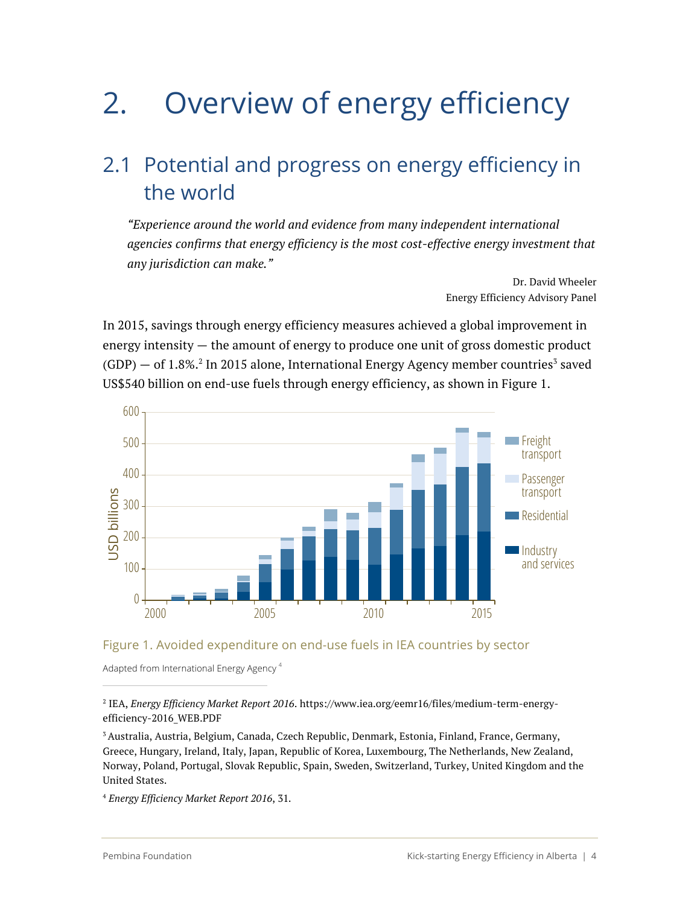# 2. Overview of energy efficiency

## 2.1 Potential and progress on energy efficiency in the world

> *"Experience around the world and evidence from many independent international agencies confirms that energy efficiency is the most cost-effective energy investment that any jurisdiction can make."*
>
> Dr. David Wheeler
> Energy Efficiency Advisory Panel

In 2015, savings through energy efficiency measures achieved a global improvement in energy intensity — the amount of energy to produce one unit of gross domestic product (GDP) — of 1.8%.[2] In 2015 alone, International Energy Agency member countries[3] saved US$540 billion on end-use fuels through energy efficiency, as shown in Figure 1.

Figure 1. Avoided expenditure on end-use fuels in IEA countries by sector

Adapted from International Energy Agency [4]

---

[2] IEA, *Energy Efficiency Market Report 2016*. https://www.iea.org/eemr16/files/medium-term-energy-efficiency-2016_WEB.PDF

[3] Australia, Austria, Belgium, Canada, Czech Republic, Denmark, Estonia, Finland, France, Germany, Greece, Hungary, Ireland, Italy, Japan, Republic of Korea, Luxembourg, The Netherlands, New Zealand, Norway, Poland, Portugal, Slovak Republic, Spain, Sweden, Switzerland, Turkey, United Kingdom and the United States.

[4] *Energy Efficiency Market Report 2016*, 31.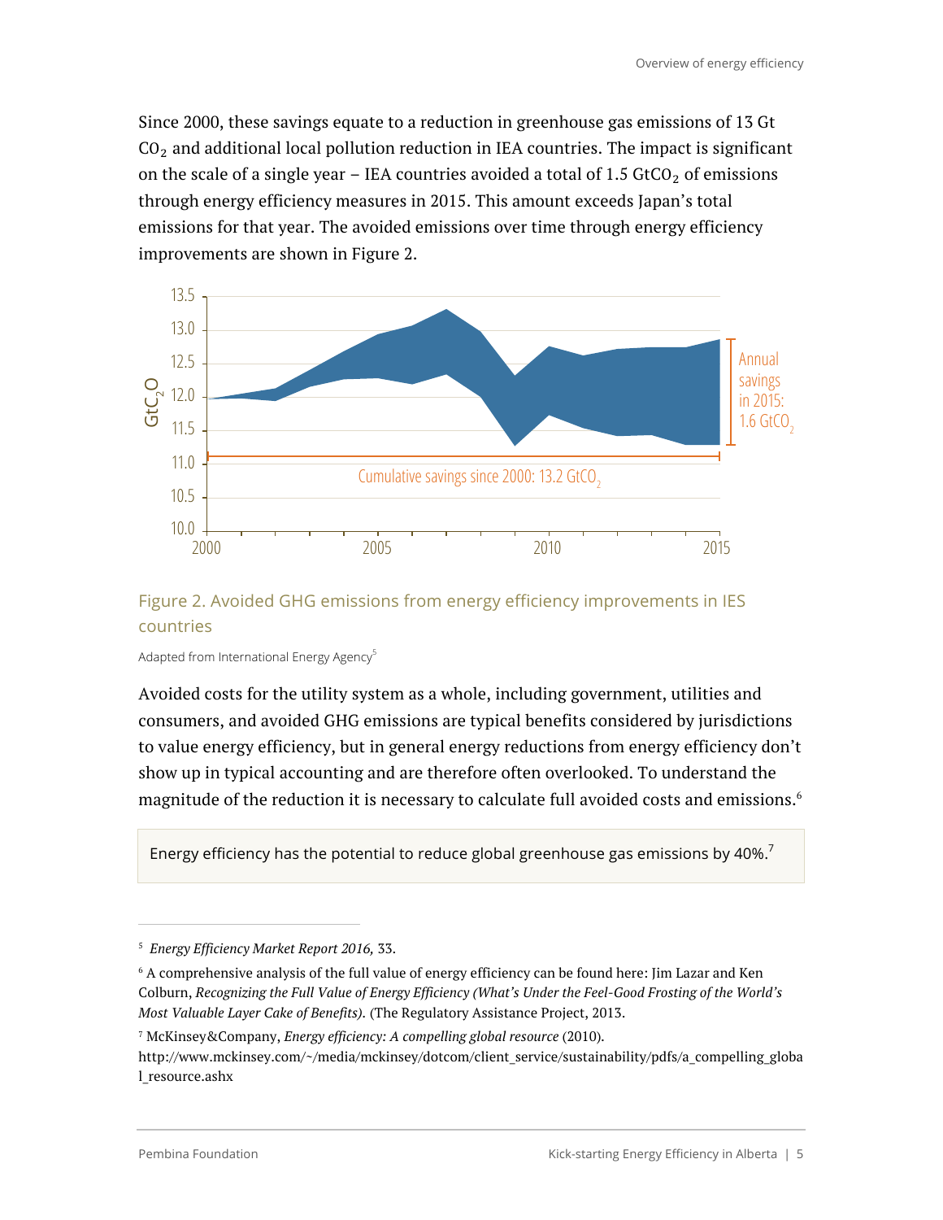Since 2000, these savings equate to a reduction in greenhouse gas emissions of 13 Gt $CO_2$ and additional local pollution reduction in IEA countries. The impact is significant on the scale of a single year – IEA countries avoided a total of 1.5 $GtCO_2$ of emissions through energy efficiency measures in 2015. This amount exceeds Japan's total emissions for that year. The avoided emissions over time through energy efficiency improvements are shown in Figure 2.

Figure 2. Avoided GHG emissions from energy efficiency improvements in IES countries

Adapted from International Energy Agency[5]

Avoided costs for the utility system as a whole, including government, utilities and consumers, and avoided GHG emissions are typical benefits considered by jurisdictions to value energy efficiency, but in general energy reductions from energy efficiency don't show up in typical accounting and are therefore often overlooked. To understand the magnitude of the reduction it is necessary to calculate full avoided costs and emissions.[6]

> Energy efficiency has the potential to reduce global greenhouse gas emissions by 40%.[7]

---

[5] *Energy Efficiency Market Report 2016,* 33.

[6] A comprehensive analysis of the full value of energy efficiency can be found here: Jim Lazar and Ken Colburn, *Recognizing the Full Value of Energy Efficiency (What's Under the Feel-Good Frosting of the World's Most Valuable Layer Cake of Benefits).* (The Regulatory Assistance Project, 2013.

[7] McKinsey&Company, *Energy efficiency: A compelling global resource* (2010). http://www.mckinsey.com/~/media/mckinsey/dotcom/client_service/sustainability/pdfs/a_compelling_global_resource.ashx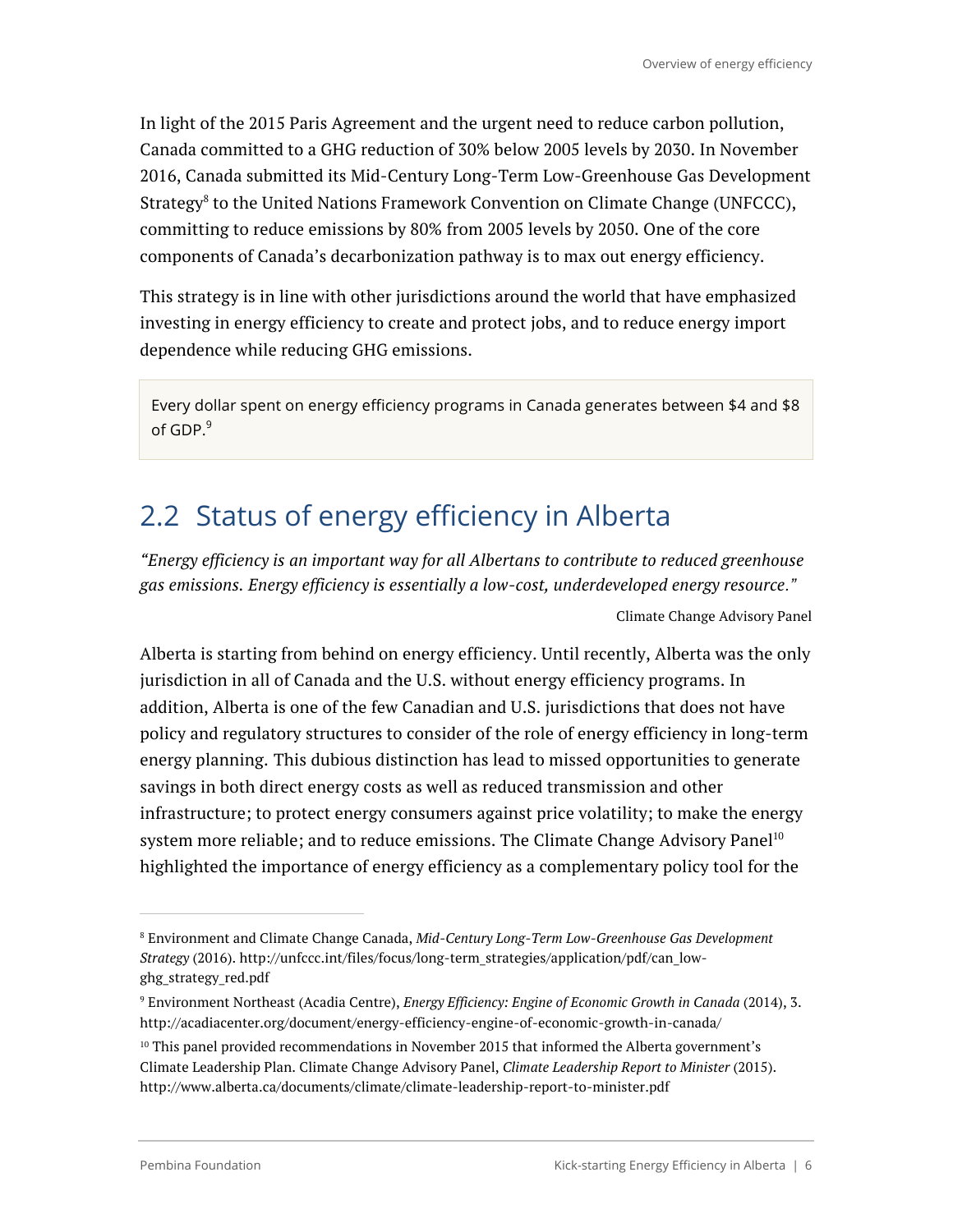In light of the 2015 Paris Agreement and the urgent need to reduce carbon pollution, Canada committed to a GHG reduction of 30% below 2005 levels by 2030. In November 2016, Canada submitted its Mid-Century Long-Term Low-Greenhouse Gas Development Strategy[8] to the United Nations Framework Convention on Climate Change (UNFCCC), committing to reduce emissions by 80% from 2005 levels by 2050. One of the core components of Canada's decarbonization pathway is to max out energy efficiency.

This strategy is in line with other jurisdictions around the world that have emphasized investing in energy efficiency to create and protect jobs, and to reduce energy import dependence while reducing GHG emissions.

> Every dollar spent on energy efficiency programs in Canada generates between $4 and $8 of GDP.[9]

## 2.2 Status of energy efficiency in Alberta

*"Energy efficiency is an important way for all Albertans to contribute to reduced greenhouse gas emissions. Energy efficiency is essentially a low-cost, underdeveloped energy resource."*

Climate Change Advisory Panel

Alberta is starting from behind on energy efficiency. Until recently, Alberta was the only jurisdiction in all of Canada and the U.S. without energy efficiency programs. In addition, Alberta is one of the few Canadian and U.S. jurisdictions that does not have policy and regulatory structures to consider of the role of energy efficiency in long-term energy planning. This dubious distinction has lead to missed opportunities to generate savings in both direct energy costs as well as reduced transmission and other infrastructure; to protect energy consumers against price volatility; to make the energy system more reliable; and to reduce emissions. The Climate Change Advisory Panel[10] highlighted the importance of energy efficiency as a complementary policy tool for the

---

[8] Environment and Climate Change Canada, *Mid-Century Long-Term Low-Greenhouse Gas Development Strategy* (2016). http://unfccc.int/files/focus/long-term_strategies/application/pdf/can_low-ghg_strategy_red.pdf

[9] Environment Northeast (Acadia Centre), *Energy Efficiency: Engine of Economic Growth in Canada* (2014), 3. http://acadiacenter.org/document/energy-efficiency-engine-of-economic-growth-in-canada/

[10] This panel provided recommendations in November 2015 that informed the Alberta government's Climate Leadership Plan. Climate Change Advisory Panel, *Climate Leadership Report to Minister* (2015). http://www.alberta.ca/documents/climate/climate-leadership-report-to-minister.pdf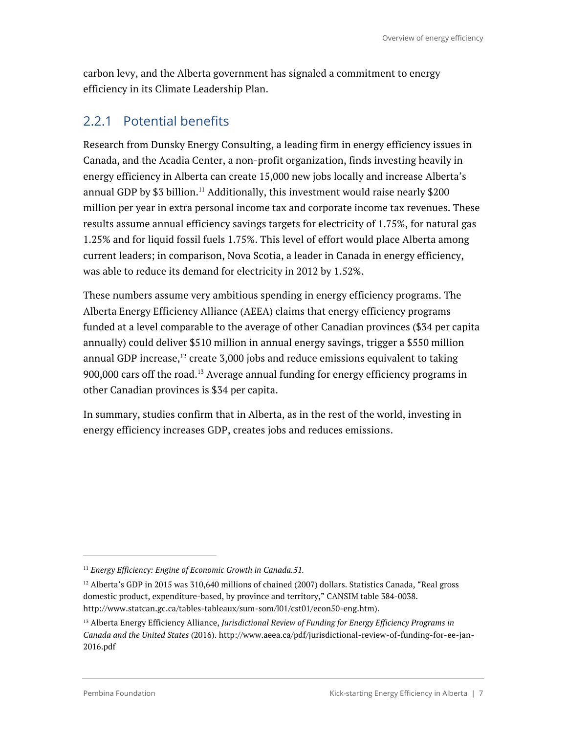carbon levy, and the Alberta government has signaled a commitment to energy efficiency in its Climate Leadership Plan.

### 2.2.1 Potential benefits

Research from Dunsky Energy Consulting, a leading firm in energy efficiency issues in Canada, and the Acadia Center, a non-profit organization, finds investing heavily in energy efficiency in Alberta can create 15,000 new jobs locally and increase Alberta's annual GDP by $3 billion.[11] Additionally, this investment would raise nearly $200 million per year in extra personal income tax and corporate income tax revenues. These results assume annual efficiency savings targets for electricity of 1.75%, for natural gas 1.25% and for liquid fossil fuels 1.75%. This level of effort would place Alberta among current leaders; in comparison, Nova Scotia, a leader in Canada in energy efficiency, was able to reduce its demand for electricity in 2012 by 1.52%.

These numbers assume very ambitious spending in energy efficiency programs. The Alberta Energy Efficiency Alliance (AEEA) claims that energy efficiency programs funded at a level comparable to the average of other Canadian provinces ($34 per capita annually) could deliver $510 million in annual energy savings, trigger a $550 million annual GDP increase,[12] create 3,000 jobs and reduce emissions equivalent to taking 900,000 cars off the road.[13] Average annual funding for energy efficiency programs in other Canadian provinces is $34 per capita.

In summary, studies confirm that in Alberta, as in the rest of the world, investing in energy efficiency increases GDP, creates jobs and reduces emissions.

---

[11] *Energy Efficiency: Engine of Economic Growth in Canada.51.*

[12] Alberta's GDP in 2015 was 310,640 millions of chained (2007) dollars. Statistics Canada, "Real gross domestic product, expenditure-based, by province and territory," CANSIM table 384-0038. http://www.statcan.gc.ca/tables-tableaux/sum-som/l01/cst01/econ50-eng.htm).

[13] Alberta Energy Efficiency Alliance, *Jurisdictional Review of Funding for Energy Efficiency Programs in Canada and the United States* (2016). http://www.aeea.ca/pdf/jurisdictional-review-of-funding-for-ee-jan-2016.pdf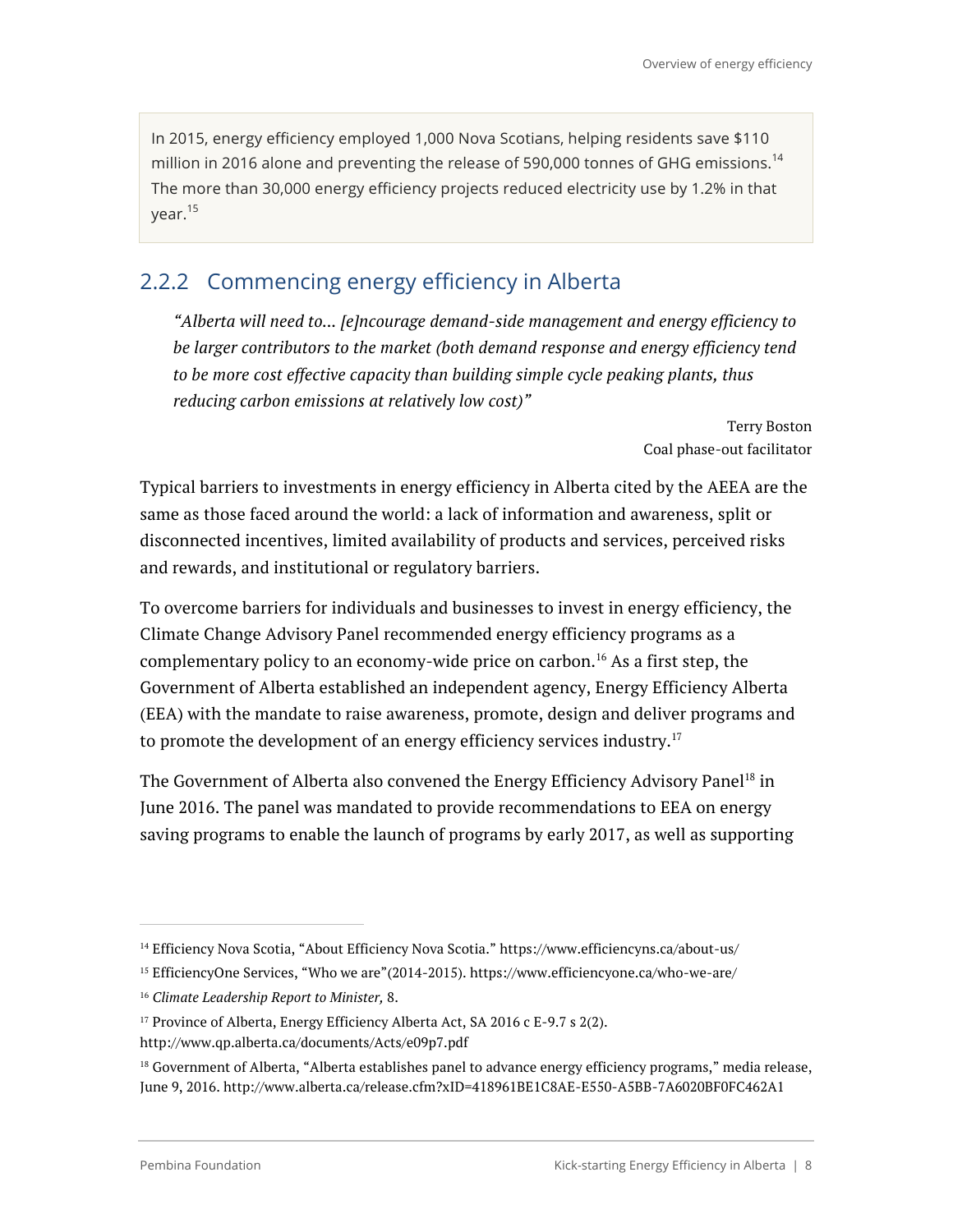> In 2015, energy efficiency employed 1,000 Nova Scotians, helping residents save $110 million in 2016 alone and preventing the release of 590,000 tonnes of GHG emissions.[14] The more than 30,000 energy efficiency projects reduced electricity use by 1.2% in that year.[15]

### 2.2.2 Commencing energy efficiency in Alberta

> *"Alberta will need to... [e]ncourage demand-side management and energy efficiency to be larger contributors to the market (both demand response and energy efficiency tend to be more cost effective capacity than building simple cycle peaking plants, thus reducing carbon emissions at relatively low cost)"*
>
> Terry Boston
> Coal phase-out facilitator

Typical barriers to investments in energy efficiency in Alberta cited by the AEEA are the same as those faced around the world: a lack of information and awareness, split or disconnected incentives, limited availability of products and services, perceived risks and rewards, and institutional or regulatory barriers.

To overcome barriers for individuals and businesses to invest in energy efficiency, the Climate Change Advisory Panel recommended energy efficiency programs as a complementary policy to an economy-wide price on carbon.[16] As a first step, the Government of Alberta established an independent agency, Energy Efficiency Alberta (EEA) with the mandate to raise awareness, promote, design and deliver programs and to promote the development of an energy efficiency services industry.[17]

The Government of Alberta also convened the Energy Efficiency Advisory Panel[18] in June 2016. The panel was mandated to provide recommendations to EEA on energy saving programs to enable the launch of programs by early 2017, as well as supporting

---

[14] Efficiency Nova Scotia, "About Efficiency Nova Scotia." https://www.efficiencyns.ca/about-us/

[15] EfficiencyOne Services, "Who we are"(2014-2015). https://www.efficiencyone.ca/who-we-are/

[16] *Climate Leadership Report to Minister,* 8.

[17] Province of Alberta, Energy Efficiency Alberta Act, SA 2016 c E-9.7 s 2(2). http://www.qp.alberta.ca/documents/Acts/e09p7.pdf

[18] Government of Alberta, "Alberta establishes panel to advance energy efficiency programs," media release, June 9, 2016. http://www.alberta.ca/release.cfm?xID=418961BE1C8AE-E550-A5BB-7A6020BF0FC462A1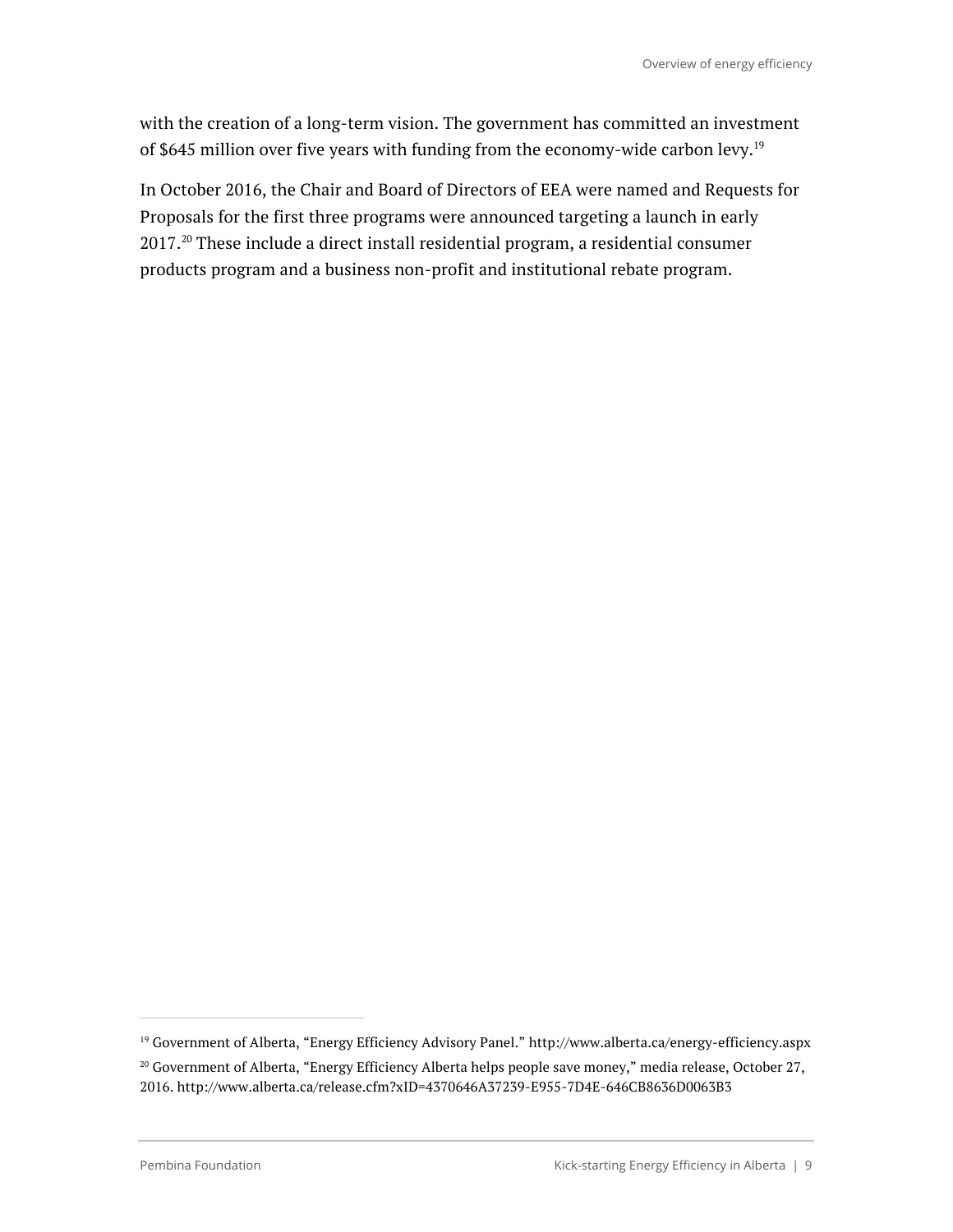with the creation of a long-term vision. The government has committed an investment of $645 million over five years with funding from the economy-wide carbon levy.[19]

In October 2016, the Chair and Board of Directors of EEA were named and Requests for Proposals for the first three programs were announced targeting a launch in early 2017.[20] These include a direct install residential program, a residential consumer products program and a business non-profit and institutional rebate program.

---

[19] Government of Alberta, “Energy Efficiency Advisory Panel.” http://www.alberta.ca/energy-efficiency.aspx

[20] Government of Alberta, “Energy Efficiency Alberta helps people save money,” media release, October 27, 2016. http://www.alberta.ca/release.cfm?xID=4370646A37239-E955-7D4E-646CB8636D0063B3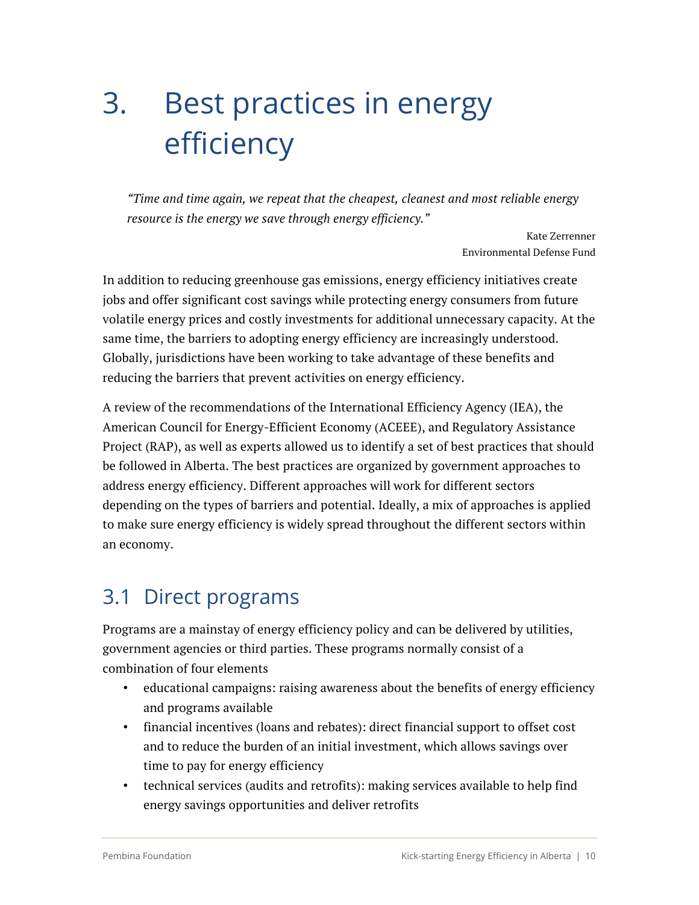# 3. Best practices in energy efficiency

> *"Time and time again, we repeat that the cheapest, cleanest and most reliable energy resource is the energy we save through energy efficiency."*
>
> Kate Zerrenner
> Environmental Defense Fund

In addition to reducing greenhouse gas emissions, energy efficiency initiatives create jobs and offer significant cost savings while protecting energy consumers from future volatile energy prices and costly investments for additional unnecessary capacity. At the same time, the barriers to adopting energy efficiency are increasingly understood. Globally, jurisdictions have been working to take advantage of these benefits and reducing the barriers that prevent activities on energy efficiency.

A review of the recommendations of the International Efficiency Agency (IEA), the American Council for Energy-Efficient Economy (ACEEE), and Regulatory Assistance Project (RAP), as well as experts allowed us to identify a set of best practices that should be followed in Alberta. The best practices are organized by government approaches to address energy efficiency. Different approaches will work for different sectors depending on the types of barriers and potential. Ideally, a mix of approaches is applied to make sure energy efficiency is widely spread throughout the different sectors within an economy.

## 3.1 Direct programs

Programs are a mainstay of energy efficiency policy and can be delivered by utilities, government agencies or third parties. These programs normally consist of a combination of four elements

- educational campaigns: raising awareness about the benefits of energy efficiency and programs available
- financial incentives (loans and rebates): direct financial support to offset cost and to reduce the burden of an initial investment, which allows savings over time to pay for energy efficiency
- technical services (audits and retrofits): making services available to help find energy savings opportunities and deliver retrofits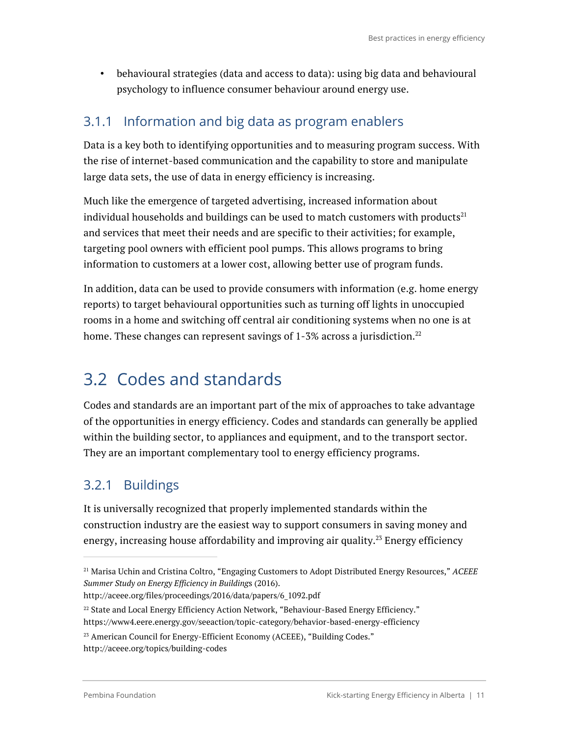- behavioural strategies (data and access to data): using big data and behavioural psychology to influence consumer behaviour around energy use.

### 3.1.1 Information and big data as program enablers

Data is a key both to identifying opportunities and to measuring program success. With the rise of internet-based communication and the capability to store and manipulate large data sets, the use of data in energy efficiency is increasing.

Much like the emergence of targeted advertising, increased information about individual households and buildings can be used to match customers with products[21] and services that meet their needs and are specific to their activities; for example, targeting pool owners with efficient pool pumps. This allows programs to bring information to customers at a lower cost, allowing better use of program funds.

In addition, data can be used to provide consumers with information (e.g. home energy reports) to target behavioural opportunities such as turning off lights in unoccupied rooms in a home and switching off central air conditioning systems when no one is at home. These changes can represent savings of 1-3% across a jurisdiction.[22]

## 3.2 Codes and standards

Codes and standards are an important part of the mix of approaches to take advantage of the opportunities in energy efficiency. Codes and standards can generally be applied within the building sector, to appliances and equipment, and to the transport sector. They are an important complementary tool to energy efficiency programs.

### 3.2.1 Buildings

It is universally recognized that properly implemented standards within the construction industry are the easiest way to support consumers in saving money and energy, increasing house affordability and improving air quality.[23] Energy efficiency

---

[21] Marisa Uchin and Cristina Coltro, "Engaging Customers to Adopt Distributed Energy Resources," *ACEEE Summer Study on Energy Efficiency in Buildings* (2016). http://aceee.org/files/proceedings/2016/data/papers/6_1092.pdf

[22] State and Local Energy Efficiency Action Network, "Behaviour-Based Energy Efficiency." https://www4.eere.energy.gov/seeaction/topic-category/behavior-based-energy-efficiency

[23] American Council for Energy-Efficient Economy (ACEEE), "Building Codes." http://aceee.org/topics/building-codes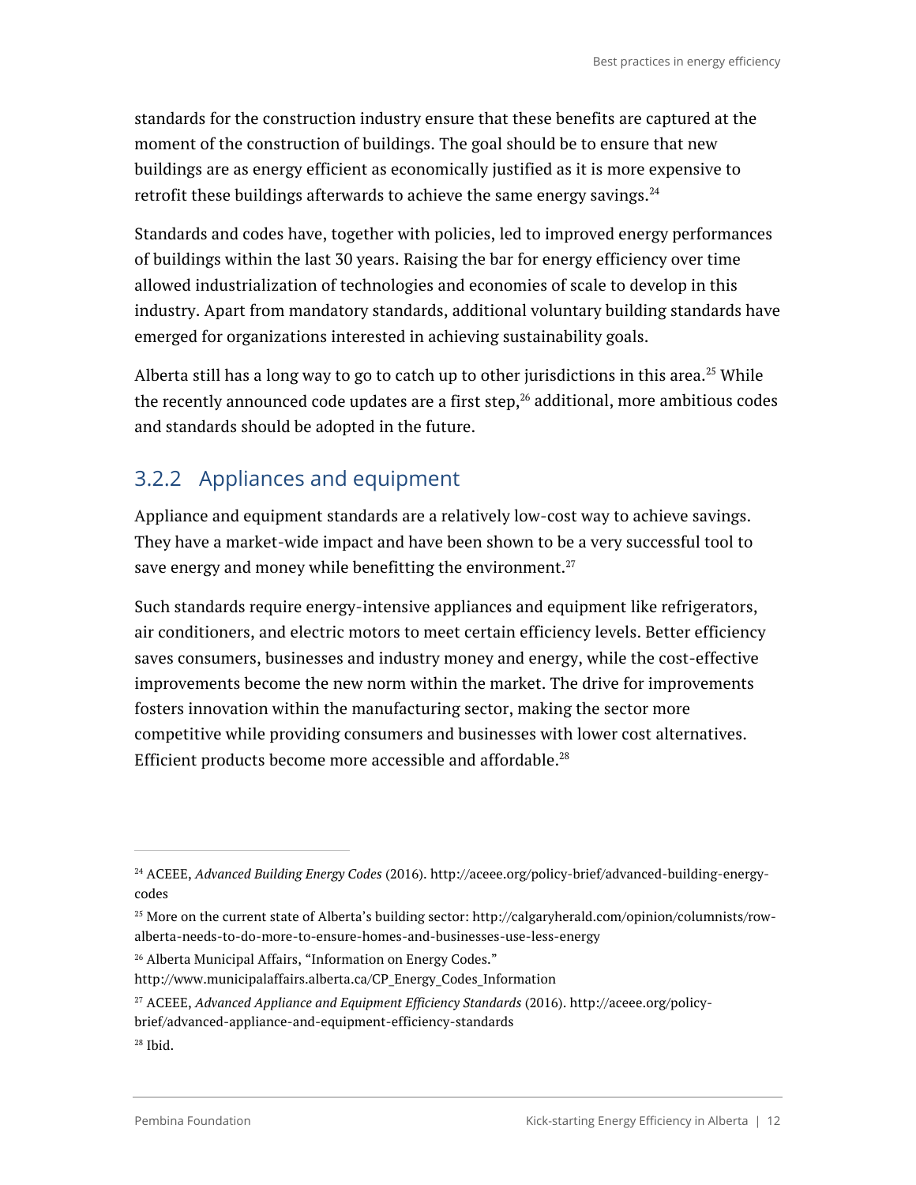standards for the construction industry ensure that these benefits are captured at the moment of the construction of buildings. The goal should be to ensure that new buildings are as energy efficient as economically justified as it is more expensive to retrofit these buildings afterwards to achieve the same energy savings.[24]

Standards and codes have, together with policies, led to improved energy performances of buildings within the last 30 years. Raising the bar for energy efficiency over time allowed industrialization of technologies and economies of scale to develop in this industry. Apart from mandatory standards, additional voluntary building standards have emerged for organizations interested in achieving sustainability goals.

Alberta still has a long way to go to catch up to other jurisdictions in this area.[25] While the recently announced code updates are a first step,[26] additional, more ambitious codes and standards should be adopted in the future.

### 3.2.2 Appliances and equipment

Appliance and equipment standards are a relatively low-cost way to achieve savings. They have a market-wide impact and have been shown to be a very successful tool to save energy and money while benefitting the environment.[27]

Such standards require energy-intensive appliances and equipment like refrigerators, air conditioners, and electric motors to meet certain efficiency levels. Better efficiency saves consumers, businesses and industry money and energy, while the cost-effective improvements become the new norm within the market. The drive for improvements fosters innovation within the manufacturing sector, making the sector more competitive while providing consumers and businesses with lower cost alternatives. Efficient products become more accessible and affordable.[28]

---

[24] ACEEE, *Advanced Building Energy Codes* (2016). http://aceee.org/policy-brief/advanced-building-energy-codes

[25] More on the current state of Alberta's building sector: http://calgaryherald.com/opinion/columnists/row-alberta-needs-to-do-more-to-ensure-homes-and-businesses-use-less-energy

[26] Alberta Municipal Affairs, "Information on Energy Codes." http://www.municipalaffairs.alberta.ca/CP_Energy_Codes_Information

[27] ACEEE, *Advanced Appliance and Equipment Efficiency Standards* (2016). http://aceee.org/policy-brief/advanced-appliance-and-equipment-efficiency-standards

[28] Ibid.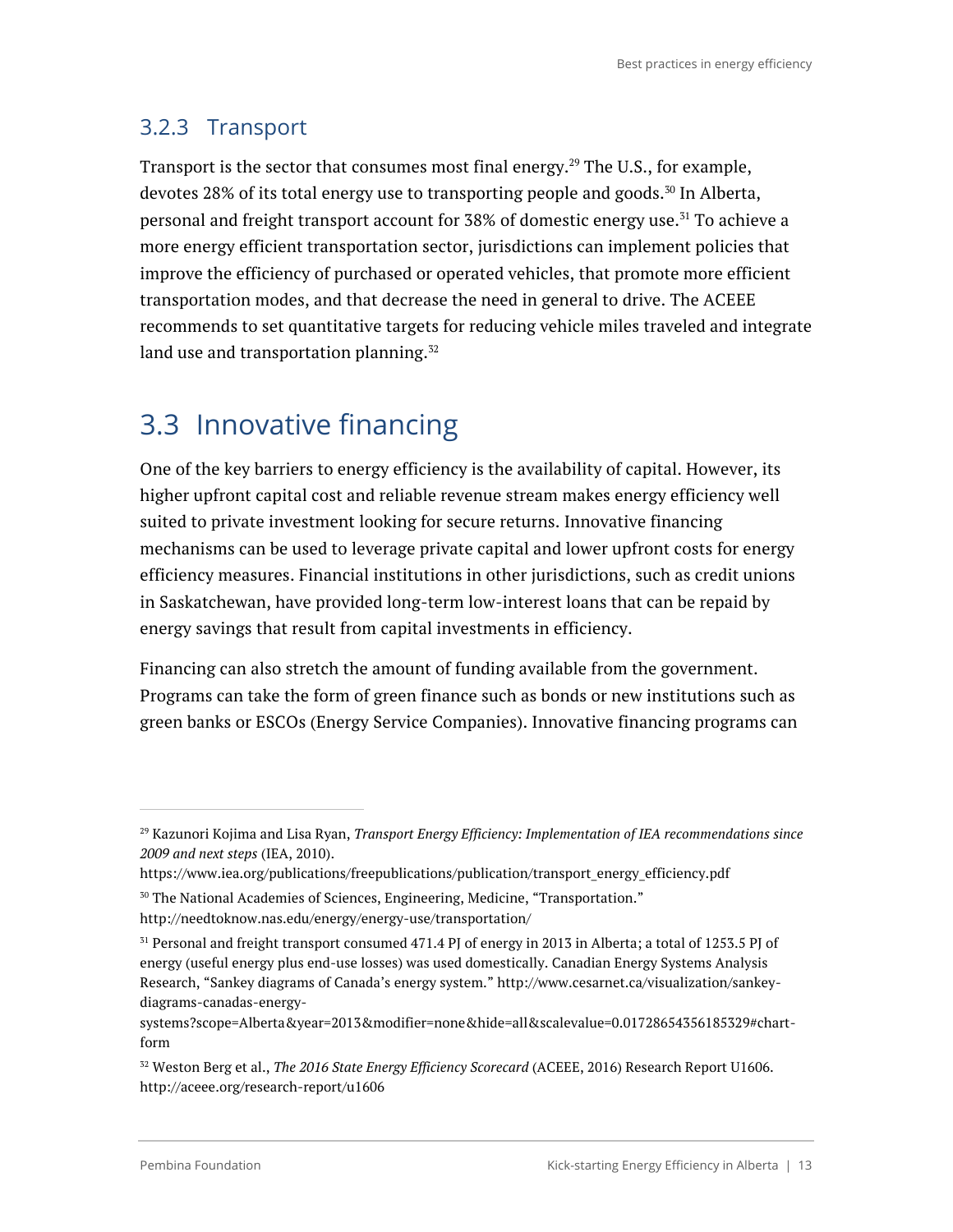### 3.2.3 Transport

Transport is the sector that consumes most final energy.[29] The U.S., for example, devotes 28% of its total energy use to transporting people and goods.[30] In Alberta, personal and freight transport account for 38% of domestic energy use.[31] To achieve a more energy efficient transportation sector, jurisdictions can implement policies that improve the efficiency of purchased or operated vehicles, that promote more efficient transportation modes, and that decrease the need in general to drive. The ACEEE recommends to set quantitative targets for reducing vehicle miles traveled and integrate land use and transportation planning.[32]

## 3.3 Innovative financing

One of the key barriers to energy efficiency is the availability of capital. However, its higher upfront capital cost and reliable revenue stream makes energy efficiency well suited to private investment looking for secure returns. Innovative financing mechanisms can be used to leverage private capital and lower upfront costs for energy efficiency measures. Financial institutions in other jurisdictions, such as credit unions in Saskatchewan, have provided long-term low-interest loans that can be repaid by energy savings that result from capital investments in efficiency.

Financing can also stretch the amount of funding available from the government. Programs can take the form of green finance such as bonds or new institutions such as green banks or ESCOs (Energy Service Companies). Innovative financing programs can

---

[29] Kazunori Kojima and Lisa Ryan, *Transport Energy Efficiency: Implementation of IEA recommendations since 2009 and next steps* (IEA, 2010). https://www.iea.org/publications/freepublications/publication/transport_energy_efficiency.pdf

[30] The National Academies of Sciences, Engineering, Medicine, "Transportation." http://needtoknow.nas.edu/energy/energy-use/transportation/

[31] Personal and freight transport consumed 471.4 PJ of energy in 2013 in Alberta; a total of 1253.5 PJ of energy (useful energy plus end-use losses) was used domestically. Canadian Energy Systems Analysis Research, "Sankey diagrams of Canada's energy system." http://www.cesarnet.ca/visualization/sankey-diagrams-canadas-energy-systems?scope=Alberta&year=2013&modifier=none&hide=all&scalevalue=0.01728654356185329#chart-form

[32] Weston Berg et al., *The 2016 State Energy Efficiency Scorecard* (ACEEE, 2016) Research Report U1606. http://aceee.org/research-report/u1606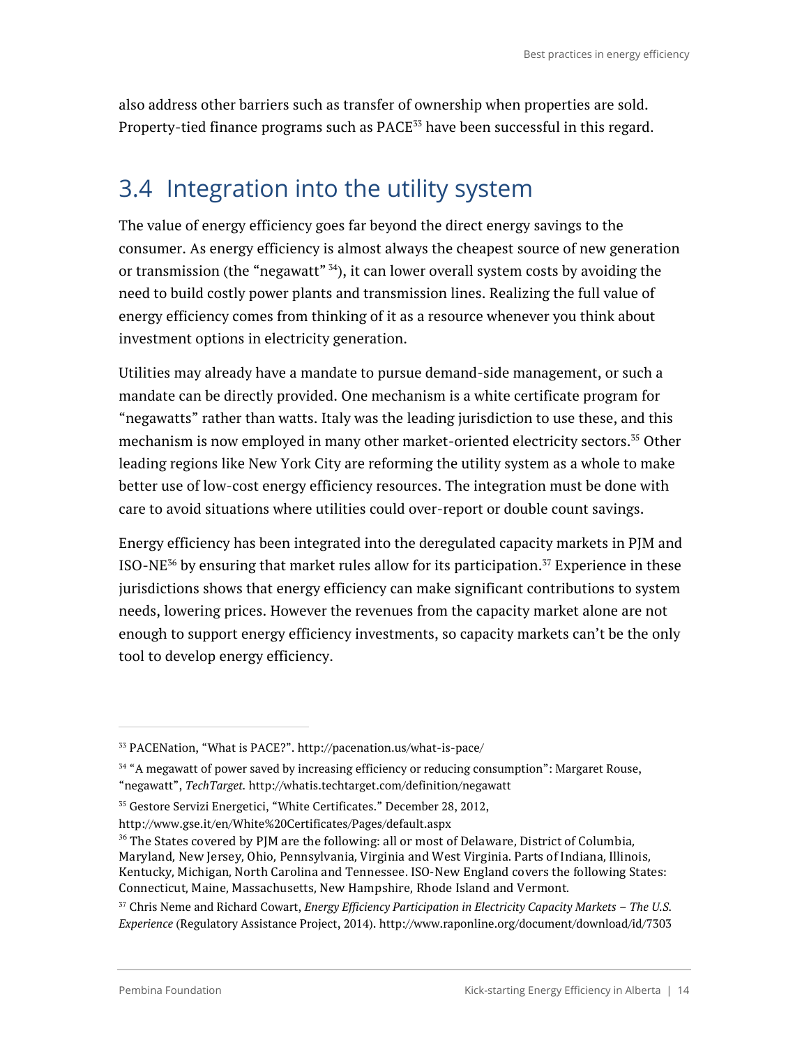also address other barriers such as transfer of ownership when properties are sold. Property-tied finance programs such as PACE[33] have been successful in this regard.

## 3.4 Integration into the utility system

The value of energy efficiency goes far beyond the direct energy savings to the consumer. As energy efficiency is almost always the cheapest source of new generation or transmission (the "negawatt" [34]), it can lower overall system costs by avoiding the need to build costly power plants and transmission lines. Realizing the full value of energy efficiency comes from thinking of it as a resource whenever you think about investment options in electricity generation.

Utilities may already have a mandate to pursue demand-side management, or such a mandate can be directly provided. One mechanism is a white certificate program for "negawatts" rather than watts. Italy was the leading jurisdiction to use these, and this mechanism is now employed in many other market-oriented electricity sectors.[35] Other leading regions like New York City are reforming the utility system as a whole to make better use of low-cost energy efficiency resources. The integration must be done with care to avoid situations where utilities could over-report or double count savings.

Energy efficiency has been integrated into the deregulated capacity markets in PJM and ISO-NE[36] by ensuring that market rules allow for its participation.[37] Experience in these jurisdictions shows that energy efficiency can make significant contributions to system needs, lowering prices. However the revenues from the capacity market alone are not enough to support energy efficiency investments, so capacity markets can't be the only tool to develop energy efficiency.

---

[33] PACENation, "What is PACE?". http://pacenation.us/what-is-pace/

[34] "A megawatt of power saved by increasing efficiency or reducing consumption": Margaret Rouse, "negawatt", *TechTarget*. http://whatis.techtarget.com/definition/negawatt

[35] Gestore Servizi Energetici, "White Certificates." December 28, 2012, http://www.gse.it/en/White%20Certificates/Pages/default.aspx

[36] The States covered by PJM are the following: all or most of Delaware, District of Columbia, Maryland, New Jersey, Ohio, Pennsylvania, Virginia and West Virginia. Parts of Indiana, Illinois, Kentucky, Michigan, North Carolina and Tennessee. ISO-New England covers the following States: Connecticut, Maine, Massachusetts, New Hampshire, Rhode Island and Vermont.

[37] Chris Neme and Richard Cowart, *Energy Efficiency Participation in Electricity Capacity Markets – The U.S. Experience* (Regulatory Assistance Project, 2014). http://www.raponline.org/document/download/id/7303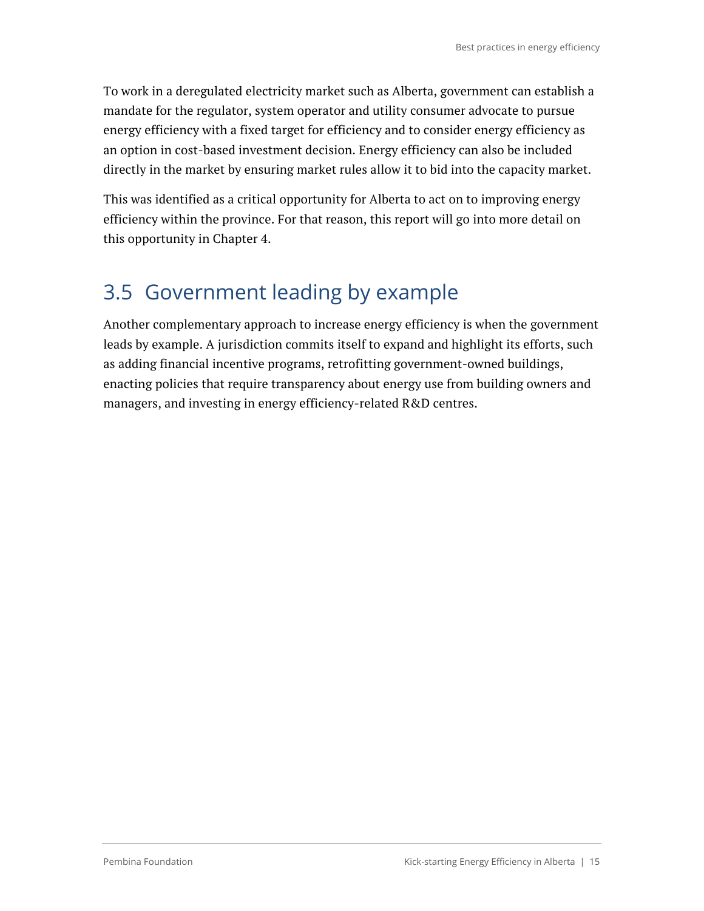To work in a deregulated electricity market such as Alberta, government can establish a mandate for the regulator, system operator and utility consumer advocate to pursue energy efficiency with a fixed target for efficiency and to consider energy efficiency as an option in cost-based investment decision. Energy efficiency can also be included directly in the market by ensuring market rules allow it to bid into the capacity market.

This was identified as a critical opportunity for Alberta to act on to improving energy efficiency within the province. For that reason, this report will go into more detail on this opportunity in Chapter 4.

## 3.5 Government leading by example

Another complementary approach to increase energy efficiency is when the government leads by example. A jurisdiction commits itself to expand and highlight its efforts, such as adding financial incentive programs, retrofitting government-owned buildings, enacting policies that require transparency about energy use from building owners and managers, and investing in energy efficiency-related R&D centres.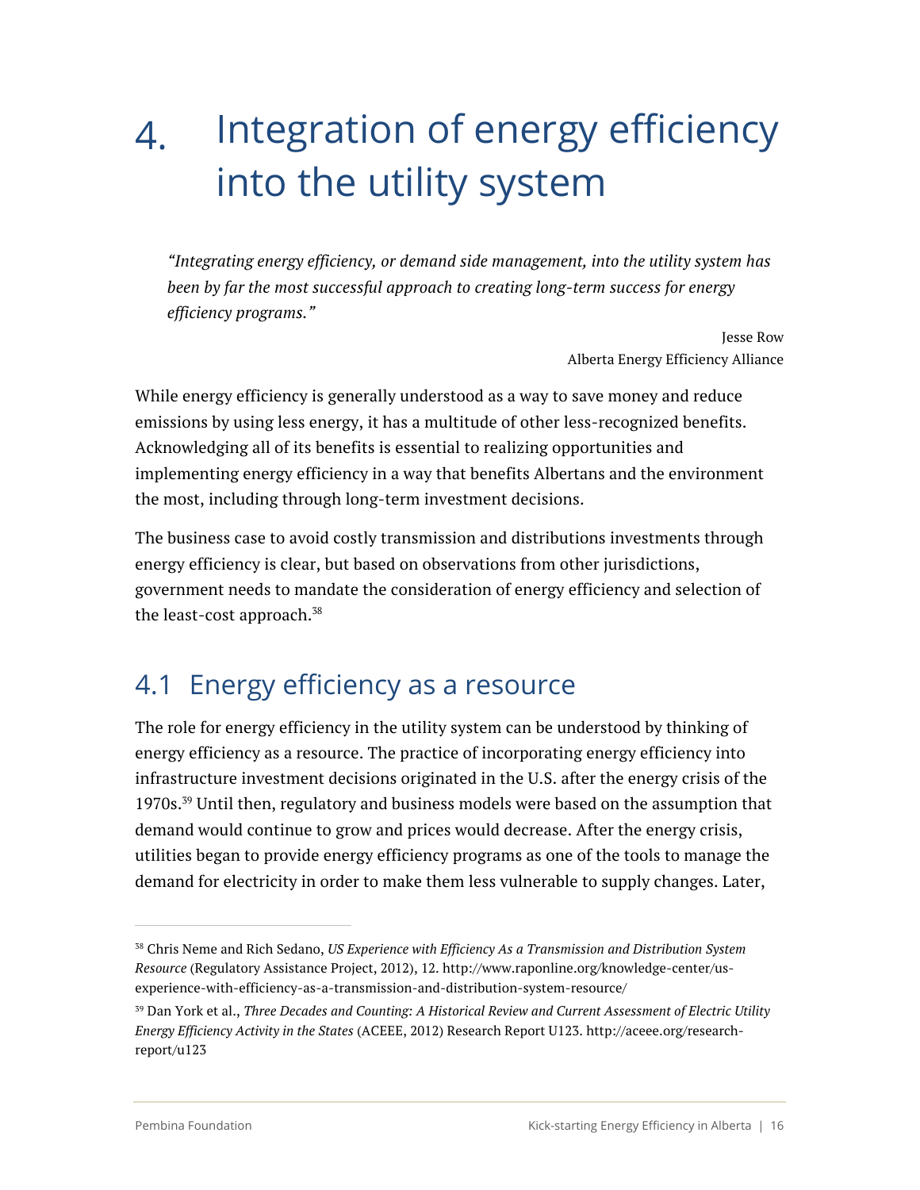# 4. Integration of energy efficiency into the utility system

> *"Integrating energy efficiency, or demand side management, into the utility system has been by far the most successful approach to creating long-term success for energy efficiency programs."*
>
> Jesse Row
> Alberta Energy Efficiency Alliance

While energy efficiency is generally understood as a way to save money and reduce emissions by using less energy, it has a multitude of other less-recognized benefits. Acknowledging all of its benefits is essential to realizing opportunities and implementing energy efficiency in a way that benefits Albertans and the environment the most, including through long-term investment decisions.

The business case to avoid costly transmission and distributions investments through energy efficiency is clear, but based on observations from other jurisdictions, government needs to mandate the consideration of energy efficiency and selection of the least-cost approach.[38]

## 4.1 Energy efficiency as a resource

The role for energy efficiency in the utility system can be understood by thinking of energy efficiency as a resource. The practice of incorporating energy efficiency into infrastructure investment decisions originated in the U.S. after the energy crisis of the 1970s.[39] Until then, regulatory and business models were based on the assumption that demand would continue to grow and prices would decrease. After the energy crisis, utilities began to provide energy efficiency programs as one of the tools to manage the demand for electricity in order to make them less vulnerable to supply changes. Later,

---

[38] Chris Neme and Rich Sedano, *US Experience with Efficiency As a Transmission and Distribution System Resource* (Regulatory Assistance Project, 2012), 12. http://www.raponline.org/knowledge-center/us-experience-with-efficiency-as-a-transmission-and-distribution-system-resource/

[39] Dan York et al., *Three Decades and Counting: A Historical Review and Current Assessment of Electric Utility Energy Efficiency Activity in the States* (ACEEE, 2012) Research Report U123. http://aceee.org/research-report/u123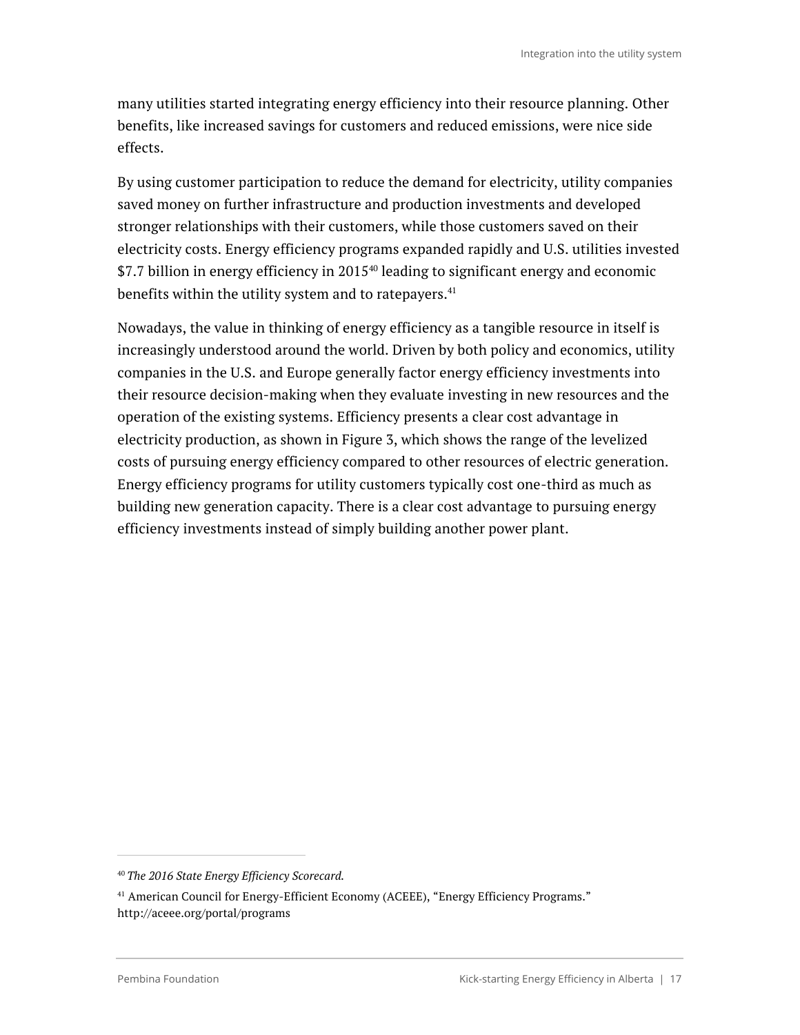many utilities started integrating energy efficiency into their resource planning. Other benefits, like increased savings for customers and reduced emissions, were nice side effects.

By using customer participation to reduce the demand for electricity, utility companies saved money on further infrastructure and production investments and developed stronger relationships with their customers, while those customers saved on their electricity costs. Energy efficiency programs expanded rapidly and U.S. utilities invested $7.7 billion in energy efficiency in 2015[40] leading to significant energy and economic benefits within the utility system and to ratepayers.[41]

Nowadays, the value in thinking of energy efficiency as a tangible resource in itself is increasingly understood around the world. Driven by both policy and economics, utility companies in the U.S. and Europe generally factor energy efficiency investments into their resource decision-making when they evaluate investing in new resources and the operation of the existing systems. Efficiency presents a clear cost advantage in electricity production, as shown in Figure 3, which shows the range of the levelized costs of pursuing energy efficiency compared to other resources of electric generation. Energy efficiency programs for utility customers typically cost one-third as much as building new generation capacity. There is a clear cost advantage to pursuing energy efficiency investments instead of simply building another power plant.

---

[40] *The 2016 State Energy Efficiency Scorecard.*

[41] American Council for Energy-Efficient Economy (ACEEE), "Energy Efficiency Programs." http://aceee.org/portal/programs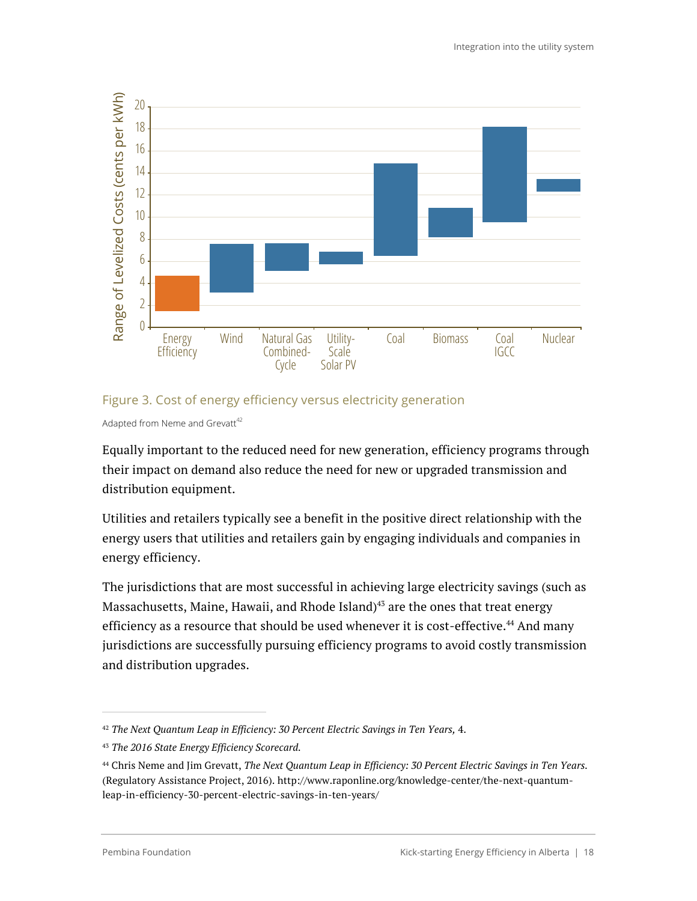Figure 3. Cost of energy efficiency versus electricity generation

Adapted from Neme and Grevatt[42]

Equally important to the reduced need for new generation, efficiency programs through their impact on demand also reduce the need for new or upgraded transmission and distribution equipment.

Utilities and retailers typically see a benefit in the positive direct relationship with the energy users that utilities and retailers gain by engaging individuals and companies in energy efficiency.

The jurisdictions that are most successful in achieving large electricity savings (such as Massachusetts, Maine, Hawaii, and Rhode Island)[43] are the ones that treat energy efficiency as a resource that should be used whenever it is cost-effective.[44] And many jurisdictions are successfully pursuing efficiency programs to avoid costly transmission and distribution upgrades.

---

[42] *The Next Quantum Leap in Efficiency: 30 Percent Electric Savings in Ten Years,* 4.

[43] *The 2016 State Energy Efficiency Scorecard.*

[44] Chris Neme and Jim Grevatt, *The Next Quantum Leap in Efficiency: 30 Percent Electric Savings in Ten Years.* (Regulatory Assistance Project, 2016). http://www.raponline.org/knowledge-center/the-next-quantum-leap-in-efficiency-30-percent-electric-savings-in-ten-years/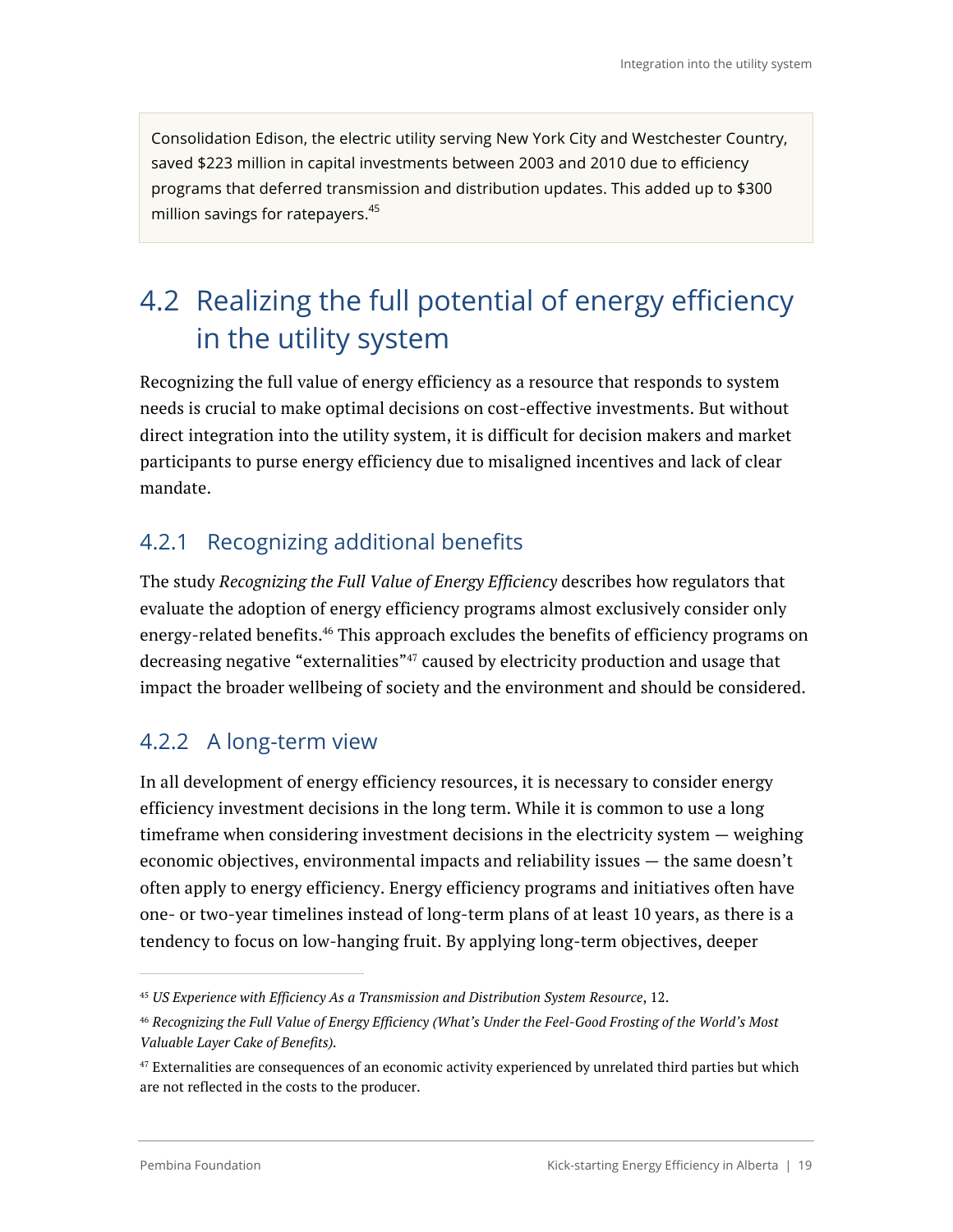Consolidation Edison, the electric utility serving New York City and Westchester Country, saved $223 million in capital investments between 2003 and 2010 due to efficiency programs that deferred transmission and distribution updates. This added up to $300 million savings for ratepayers.[45]

## 4.2 Realizing the full potential of energy efficiency in the utility system

Recognizing the full value of energy efficiency as a resource that responds to system needs is crucial to make optimal decisions on cost-effective investments. But without direct integration into the utility system, it is difficult for decision makers and market participants to purse energy efficiency due to misaligned incentives and lack of clear mandate.

### 4.2.1 Recognizing additional benefits

The study *Recognizing the Full Value of Energy Efficiency* describes how regulators that evaluate the adoption of energy efficiency programs almost exclusively consider only energy-related benefits.[46] This approach excludes the benefits of efficiency programs on decreasing negative "externalities"[47] caused by electricity production and usage that impact the broader wellbeing of society and the environment and should be considered.

### 4.2.2 A long-term view

In all development of energy efficiency resources, it is necessary to consider energy efficiency investment decisions in the long term. While it is common to use a long timeframe when considering investment decisions in the electricity system — weighing economic objectives, environmental impacts and reliability issues — the same doesn't often apply to energy efficiency. Energy efficiency programs and initiatives often have one- or two-year timelines instead of long-term plans of at least 10 years, as there is a tendency to focus on low-hanging fruit. By applying long-term objectives, deeper

---

[45] *US Experience with Efficiency As a Transmission and Distribution System Resource*, 12.

[46] *Recognizing the Full Value of Energy Efficiency (What's Under the Feel-Good Frosting of the World's Most Valuable Layer Cake of Benefits).*

[47] Externalities are consequences of an economic activity experienced by unrelated third parties but which are not reflected in the costs to the producer.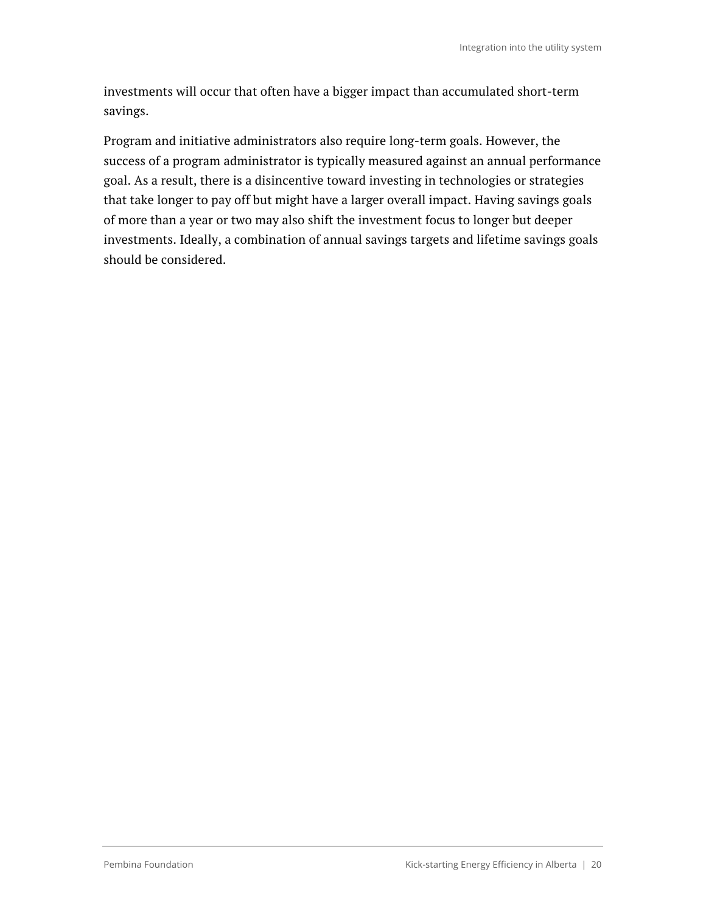investments will occur that often have a bigger impact than accumulated short-term savings.

Program and initiative administrators also require long-term goals. However, the success of a program administrator is typically measured against an annual performance goal. As a result, there is a disincentive toward investing in technologies or strategies that take longer to pay off but might have a larger overall impact. Having savings goals of more than a year or two may also shift the investment focus to longer but deeper investments. Ideally, a combination of annual savings targets and lifetime savings goals should be considered.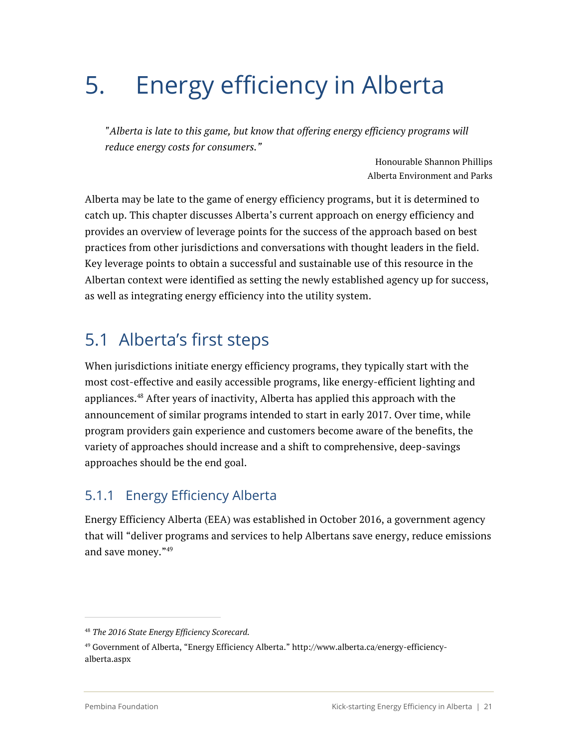# 5. Energy efficiency in Alberta

> *"Alberta is late to this game, but know that offering energy efficiency programs will reduce energy costs for consumers."*
>
> Honourable Shannon Phillips
> Alberta Environment and Parks

Alberta may be late to the game of energy efficiency programs, but it is determined to catch up. This chapter discusses Alberta's current approach on energy efficiency and provides an overview of leverage points for the success of the approach based on best practices from other jurisdictions and conversations with thought leaders in the field. Key leverage points to obtain a successful and sustainable use of this resource in the Albertan context were identified as setting the newly established agency up for success, as well as integrating energy efficiency into the utility system.

## 5.1 Alberta's first steps

When jurisdictions initiate energy efficiency programs, they typically start with the most cost-effective and easily accessible programs, like energy-efficient lighting and appliances.[48] After years of inactivity, Alberta has applied this approach with the announcement of similar programs intended to start in early 2017. Over time, while program providers gain experience and customers become aware of the benefits, the variety of approaches should increase and a shift to comprehensive, deep-savings approaches should be the end goal.

### 5.1.1 Energy Efficiency Alberta

Energy Efficiency Alberta (EEA) was established in October 2016, a government agency that will "deliver programs and services to help Albertans save energy, reduce emissions and save money."[49]

---

[48] *The 2016 State Energy Efficiency Scorecard.*

[49] Government of Alberta, "Energy Efficiency Alberta." http://www.alberta.ca/energy-efficiency-alberta.aspx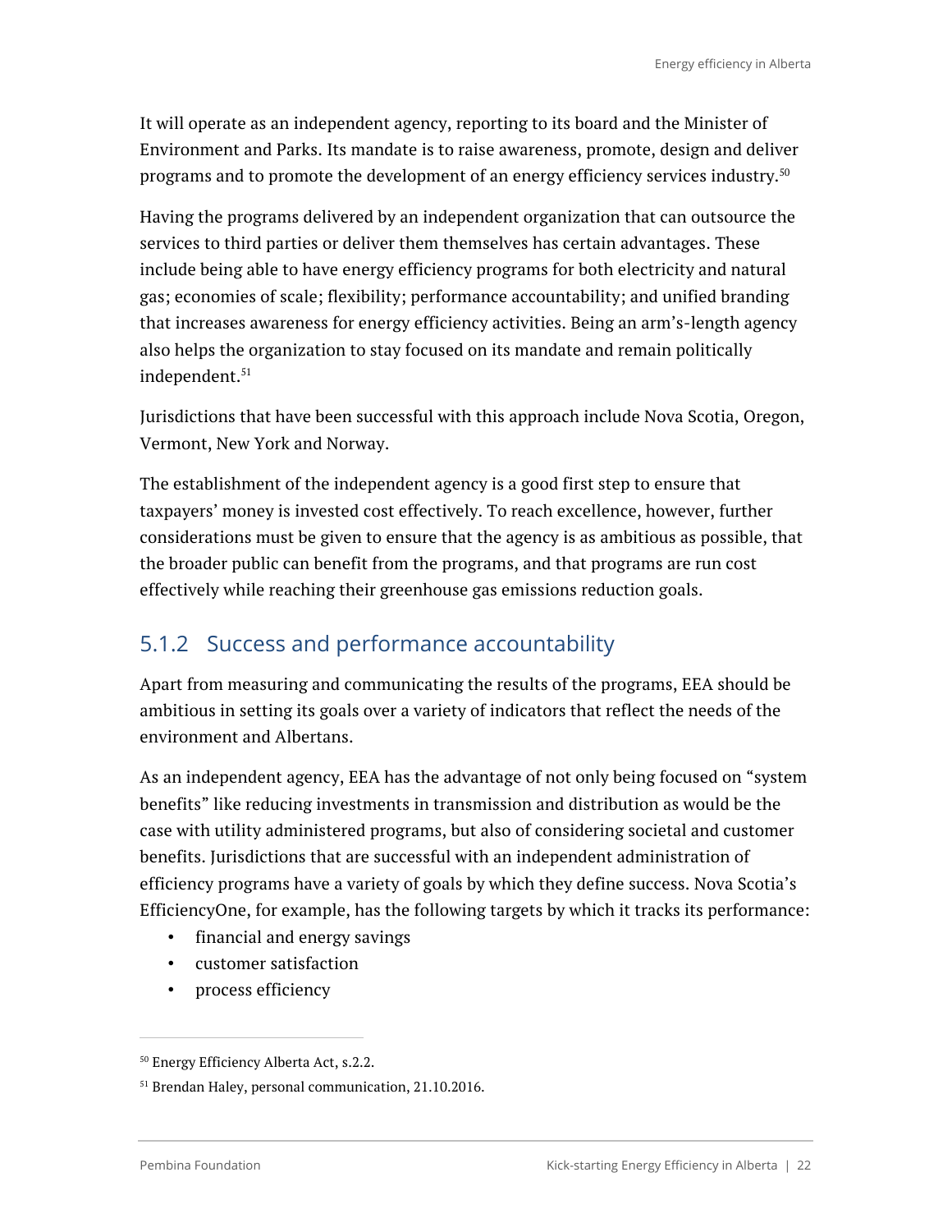It will operate as an independent agency, reporting to its board and the Minister of Environment and Parks. Its mandate is to raise awareness, promote, design and deliver programs and to promote the development of an energy efficiency services industry.[50]

Having the programs delivered by an independent organization that can outsource the services to third parties or deliver them themselves has certain advantages. These include being able to have energy efficiency programs for both electricity and natural gas; economies of scale; flexibility; performance accountability; and unified branding that increases awareness for energy efficiency activities. Being an arm's-length agency also helps the organization to stay focused on its mandate and remain politically independent.[51]

Jurisdictions that have been successful with this approach include Nova Scotia, Oregon, Vermont, New York and Norway.

The establishment of the independent agency is a good first step to ensure that taxpayers' money is invested cost effectively. To reach excellence, however, further considerations must be given to ensure that the agency is as ambitious as possible, that the broader public can benefit from the programs, and that programs are run cost effectively while reaching their greenhouse gas emissions reduction goals.

### 5.1.2 Success and performance accountability

Apart from measuring and communicating the results of the programs, EEA should be ambitious in setting its goals over a variety of indicators that reflect the needs of the environment and Albertans.

As an independent agency, EEA has the advantage of not only being focused on "system benefits" like reducing investments in transmission and distribution as would be the case with utility administered programs, but also of considering societal and customer benefits. Jurisdictions that are successful with an independent administration of efficiency programs have a variety of goals by which they define success. Nova Scotia's EfficiencyOne, for example, has the following targets by which it tracks its performance:

- financial and energy savings
- customer satisfaction
- process efficiency

[50] Energy Efficiency Alberta Act, s.2.2.

[51] Brendan Haley, personal communication, 21.10.2016.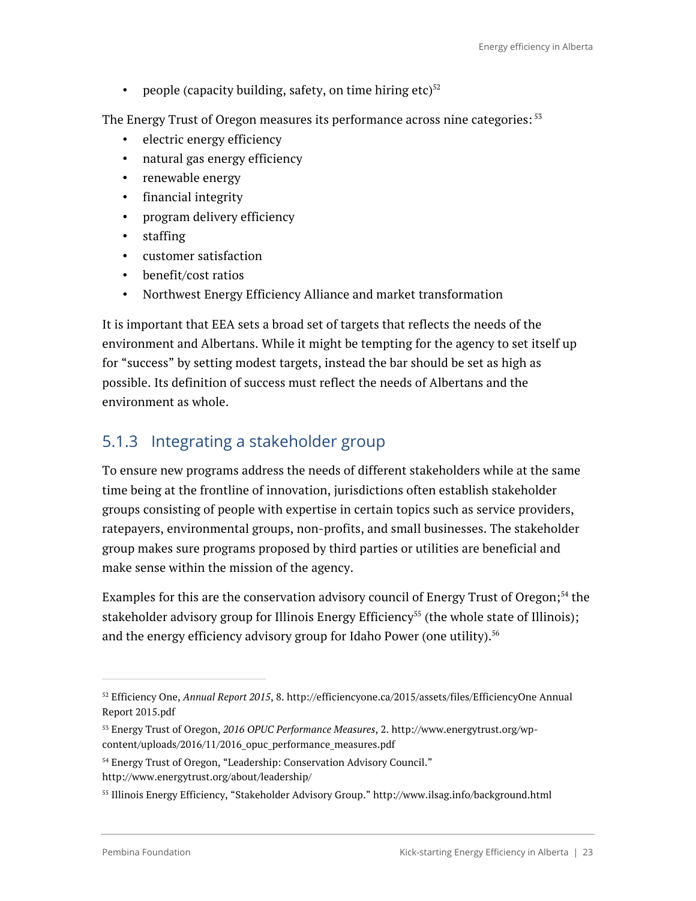- people (capacity building, safety, on time hiring etc)[52]

The Energy Trust of Oregon measures its performance across nine categories: [53]

- electric energy efficiency
- natural gas energy efficiency
- renewable energy
- financial integrity
- program delivery efficiency
- staffing
- customer satisfaction
- benefit/cost ratios
- Northwest Energy Efficiency Alliance and market transformation

It is important that EEA sets a broad set of targets that reflects the needs of the environment and Albertans. While it might be tempting for the agency to set itself up for "success" by setting modest targets, instead the bar should be set as high as possible. Its definition of success must reflect the needs of Albertans and the environment as whole.

### 5.1.3 Integrating a stakeholder group

To ensure new programs address the needs of different stakeholders while at the same time being at the frontline of innovation, jurisdictions often establish stakeholder groups consisting of people with expertise in certain topics such as service providers, ratepayers, environmental groups, non-profits, and small businesses. The stakeholder group makes sure programs proposed by third parties or utilities are beneficial and make sense within the mission of the agency.

Examples for this are the conservation advisory council of Energy Trust of Oregon;[54] the stakeholder advisory group for Illinois Energy Efficiency[55] (the whole state of Illinois); and the energy efficiency advisory group for Idaho Power (one utility).[56]

---

[52] Efficiency One, *Annual Report 2015*, 8. http://efficiencyone.ca/2015/assets/files/EfficiencyOne Annual Report 2015.pdf

[53] Energy Trust of Oregon, *2016 OPUC Performance Measures*, 2. http://www.energytrust.org/wp-content/uploads/2016/11/2016_opuc_performance_measures.pdf

[54] Energy Trust of Oregon, "Leadership: Conservation Advisory Council." http://www.energytrust.org/about/leadership/

[55] Illinois Energy Efficiency, "Stakeholder Advisory Group." http://www.ilsag.info/background.html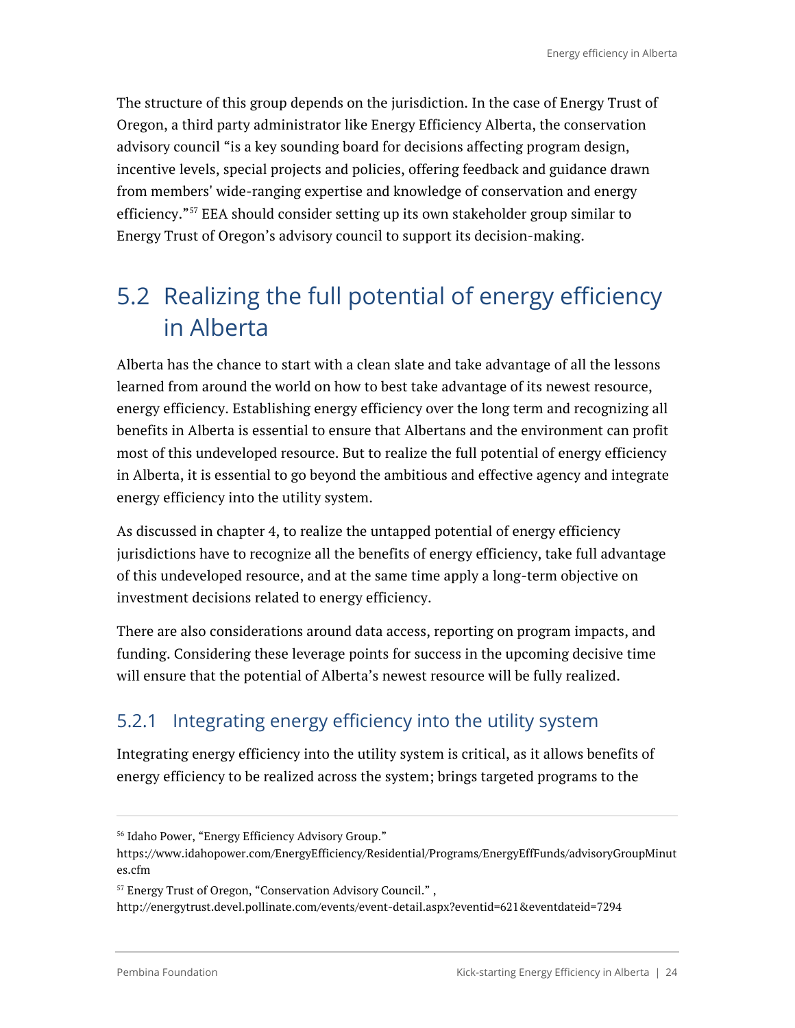The structure of this group depends on the jurisdiction. In the case of Energy Trust of Oregon, a third party administrator like Energy Efficiency Alberta, the conservation advisory council "is a key sounding board for decisions affecting program design, incentive levels, special projects and policies, offering feedback and guidance drawn from members' wide-ranging expertise and knowledge of conservation and energy efficiency."[57] EEA should consider setting up its own stakeholder group similar to Energy Trust of Oregon's advisory council to support its decision-making.

## 5.2 Realizing the full potential of energy efficiency in Alberta

Alberta has the chance to start with a clean slate and take advantage of all the lessons learned from around the world on how to best take advantage of its newest resource, energy efficiency. Establishing energy efficiency over the long term and recognizing all benefits in Alberta is essential to ensure that Albertans and the environment can profit most of this undeveloped resource. But to realize the full potential of energy efficiency in Alberta, it is essential to go beyond the ambitious and effective agency and integrate energy efficiency into the utility system.

As discussed in chapter 4, to realize the untapped potential of energy efficiency jurisdictions have to recognize all the benefits of energy efficiency, take full advantage of this undeveloped resource, and at the same time apply a long-term objective on investment decisions related to energy efficiency.

There are also considerations around data access, reporting on program impacts, and funding. Considering these leverage points for success in the upcoming decisive time will ensure that the potential of Alberta's newest resource will be fully realized.

### 5.2.1 Integrating energy efficiency into the utility system

Integrating energy efficiency into the utility system is critical, as it allows benefits of energy efficiency to be realized across the system; brings targeted programs to the

---

[56] Idaho Power, "Energy Efficiency Advisory Group." https://www.idahopower.com/EnergyEfficiency/Residential/Programs/EnergyEffFunds/advisoryGroupMinutes.cfm

[57] Energy Trust of Oregon, "Conservation Advisory Council." , http://energytrust.devel.pollinate.com/events/event-detail.aspx?eventid=621&eventdateid=7294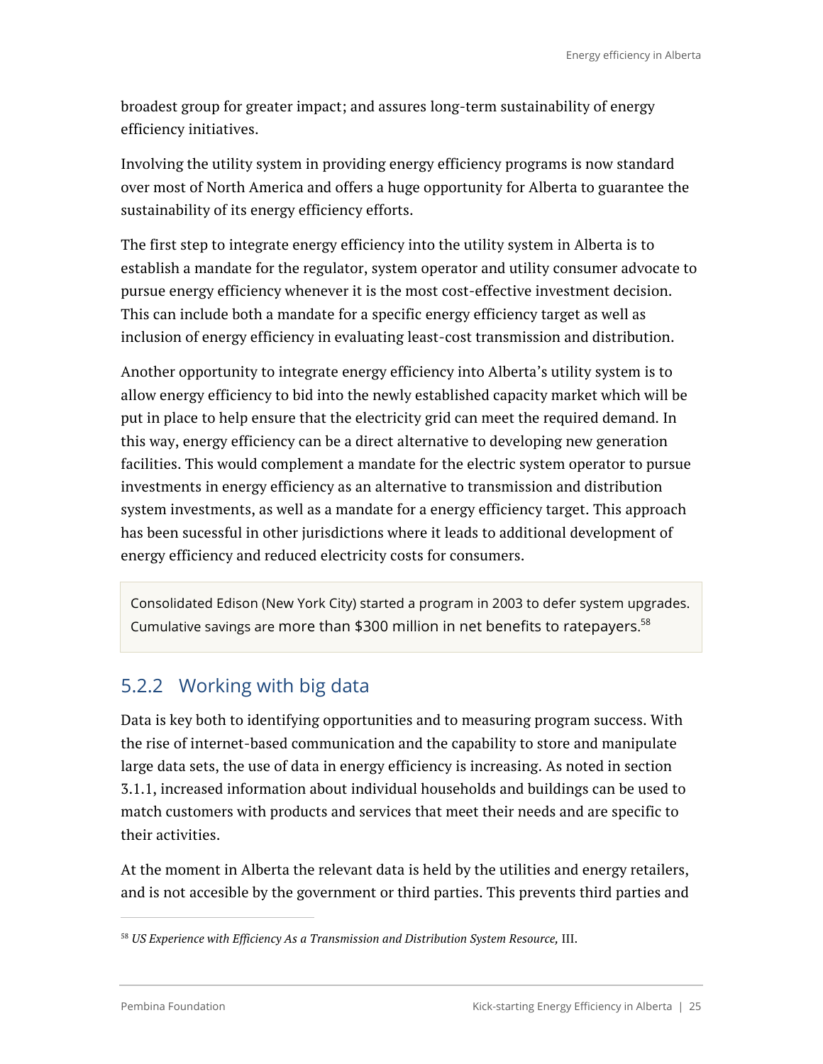broadest group for greater impact; and assures long-term sustainability of energy efficiency initiatives.

Involving the utility system in providing energy efficiency programs is now standard over most of North America and offers a huge opportunity for Alberta to guarantee the sustainability of its energy efficiency efforts.

The first step to integrate energy efficiency into the utility system in Alberta is to establish a mandate for the regulator, system operator and utility consumer advocate to pursue energy efficiency whenever it is the most cost-effective investment decision. This can include both a mandate for a specific energy efficiency target as well as inclusion of energy efficiency in evaluating least-cost transmission and distribution.

Another opportunity to integrate energy efficiency into Alberta's utility system is to allow energy efficiency to bid into the newly established capacity market which will be put in place to help ensure that the electricity grid can meet the required demand. In this way, energy efficiency can be a direct alternative to developing new generation facilities. This would complement a mandate for the electric system operator to pursue investments in energy efficiency as an alternative to transmission and distribution system investments, as well as a mandate for a energy efficiency target. This approach has been sucessful in other jurisdictions where it leads to additional development of energy efficiency and reduced electricity costs for consumers.

> Consolidated Edison (New York City) started a program in 2003 to defer system upgrades. Cumulative savings are more than $300 million in net benefits to ratepayers.[58]

### 5.2.2 Working with big data

Data is key both to identifying opportunities and to measuring program success. With the rise of internet-based communication and the capability to store and manipulate large data sets, the use of data in energy efficiency is increasing. As noted in section 3.1.1, increased information about individual households and buildings can be used to match customers with products and services that meet their needs and are specific to their activities.

At the moment in Alberta the relevant data is held by the utilities and energy retailers, and is not accesible by the government or third parties. This prevents third parties and

---

[58] *US Experience with Efficiency As a Transmission and Distribution System Resource,* III.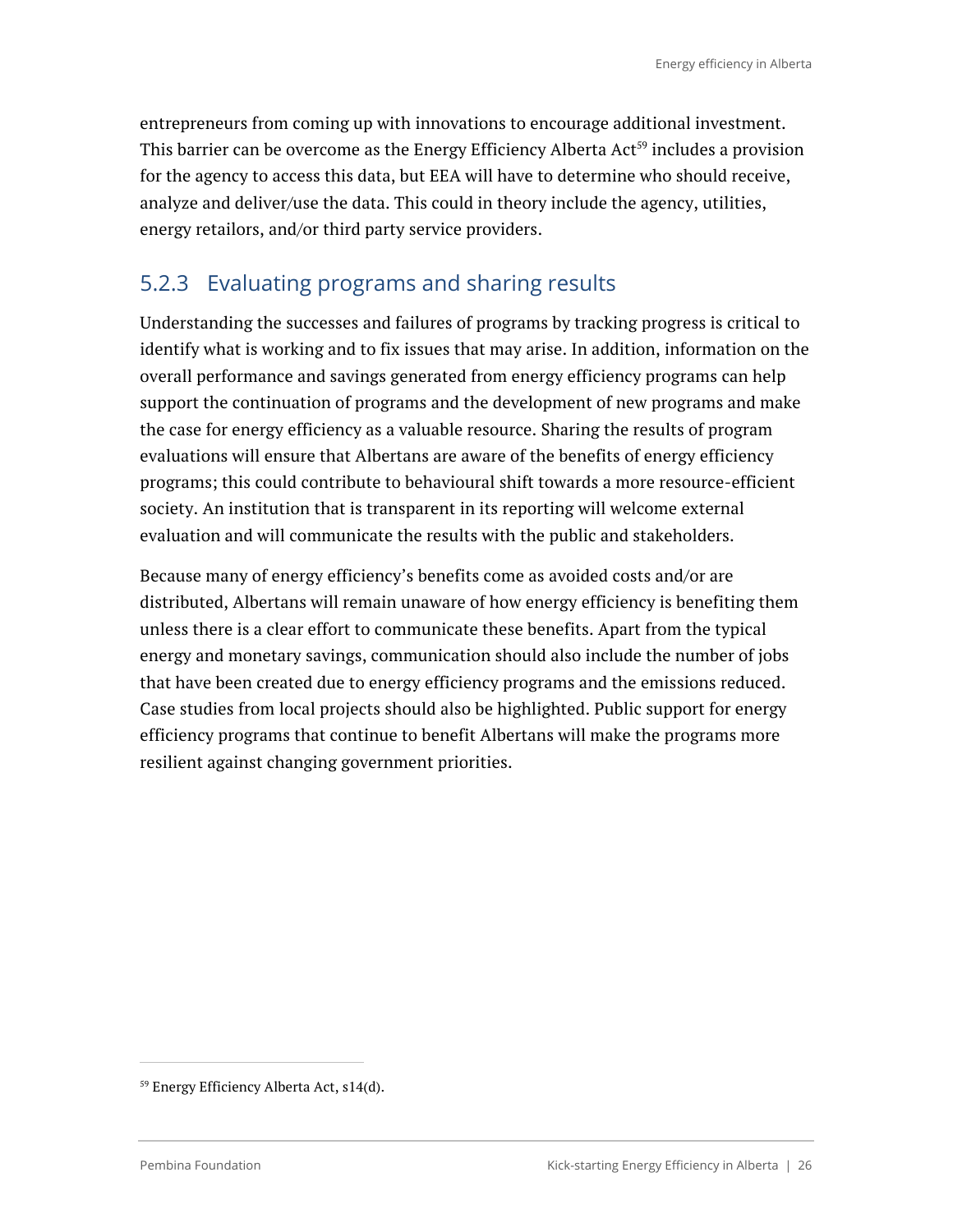entrepreneurs from coming up with innovations to encourage additional investment. This barrier can be overcome as the Energy Efficiency Alberta Act[59] includes a provision for the agency to access this data, but EEA will have to determine who should receive, analyze and deliver/use the data. This could in theory include the agency, utilities, energy retailors, and/or third party service providers.

### 5.2.3 Evaluating programs and sharing results

Understanding the successes and failures of programs by tracking progress is critical to identify what is working and to fix issues that may arise. In addition, information on the overall performance and savings generated from energy efficiency programs can help support the continuation of programs and the development of new programs and make the case for energy efficiency as a valuable resource. Sharing the results of program evaluations will ensure that Albertans are aware of the benefits of energy efficiency programs; this could contribute to behavioural shift towards a more resource-efficient society. An institution that is transparent in its reporting will welcome external evaluation and will communicate the results with the public and stakeholders.

Because many of energy efficiency's benefits come as avoided costs and/or are distributed, Albertans will remain unaware of how energy efficiency is benefiting them unless there is a clear effort to communicate these benefits. Apart from the typical energy and monetary savings, communication should also include the number of jobs that have been created due to energy efficiency programs and the emissions reduced. Case studies from local projects should also be highlighted. Public support for energy efficiency programs that continue to benefit Albertans will make the programs more resilient against changing government priorities.

[59] Energy Efficiency Alberta Act, s14(d).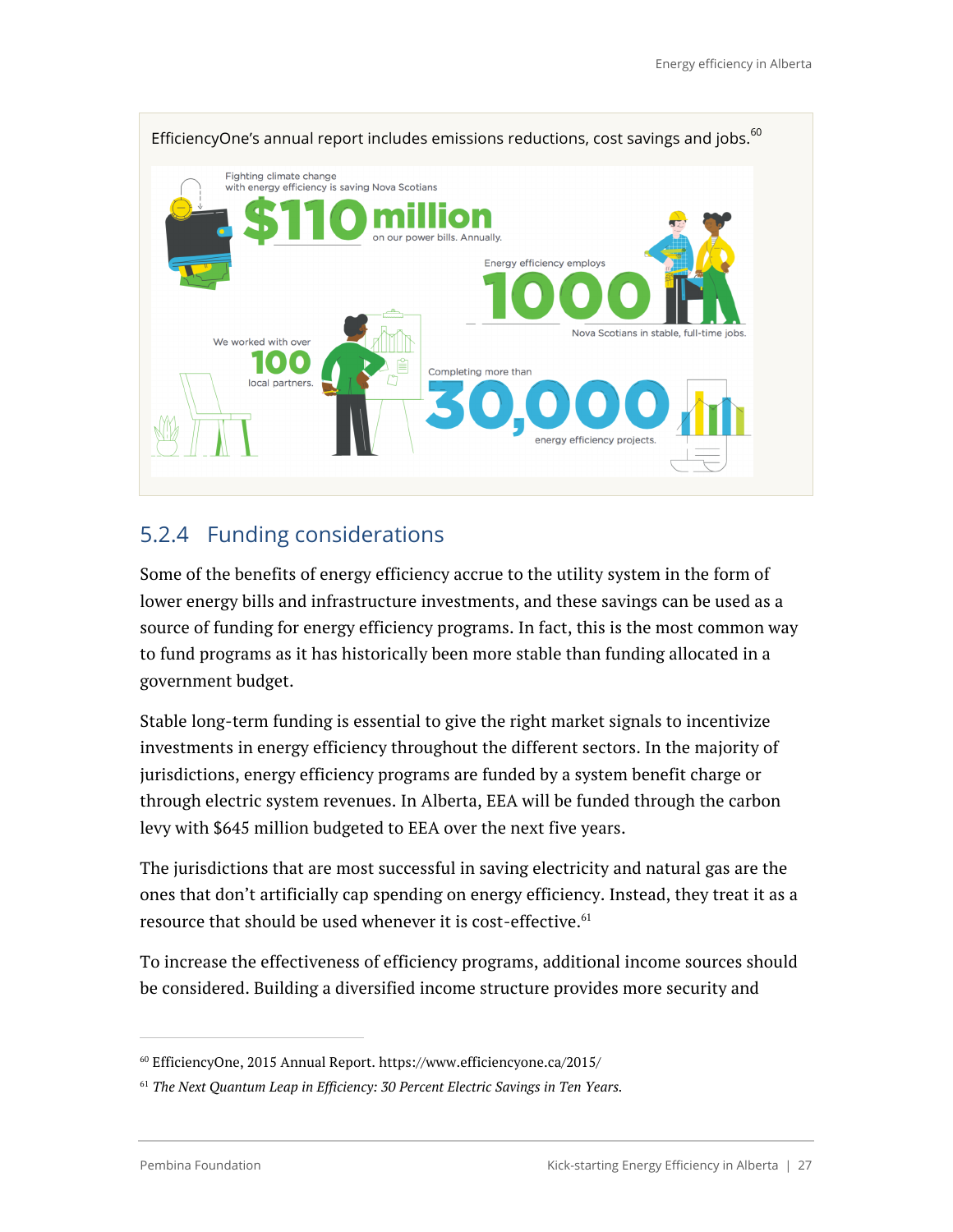EfficiencyOne's annual report includes emissions reductions, cost savings and jobs.[60]

Fighting climate change with energy efficiency is saving Nova Scotians

$110 million on our power bills. Annually.

Energy efficiency employs 1000 Nova Scotians in stable, full-time jobs.

We worked with over 100 local partners.

Completing more than 30,000 energy efficiency projects.

## 5.2.4 Funding considerations

Some of the benefits of energy efficiency accrue to the utility system in the form of lower energy bills and infrastructure investments, and these savings can be used as a source of funding for energy efficiency programs. In fact, this is the most common way to fund programs as it has historically been more stable than funding allocated in a government budget.

Stable long-term funding is essential to give the right market signals to incentivize investments in energy efficiency throughout the different sectors. In the majority of jurisdictions, energy efficiency programs are funded by a system benefit charge or through electric system revenues. In Alberta, EEA will be funded through the carbon levy with $645 million budgeted to EEA over the next five years.

The jurisdictions that are most successful in saving electricity and natural gas are the ones that don't artificially cap spending on energy efficiency. Instead, they treat it as a resource that should be used whenever it is cost-effective.[61]

To increase the effectiveness of efficiency programs, additional income sources should be considered. Building a diversified income structure provides more security and

---

[60] EfficiencyOne, 2015 Annual Report. https://www.efficiencyone.ca/2015/

[61] *The Next Quantum Leap in Efficiency: 30 Percent Electric Savings in Ten Years.*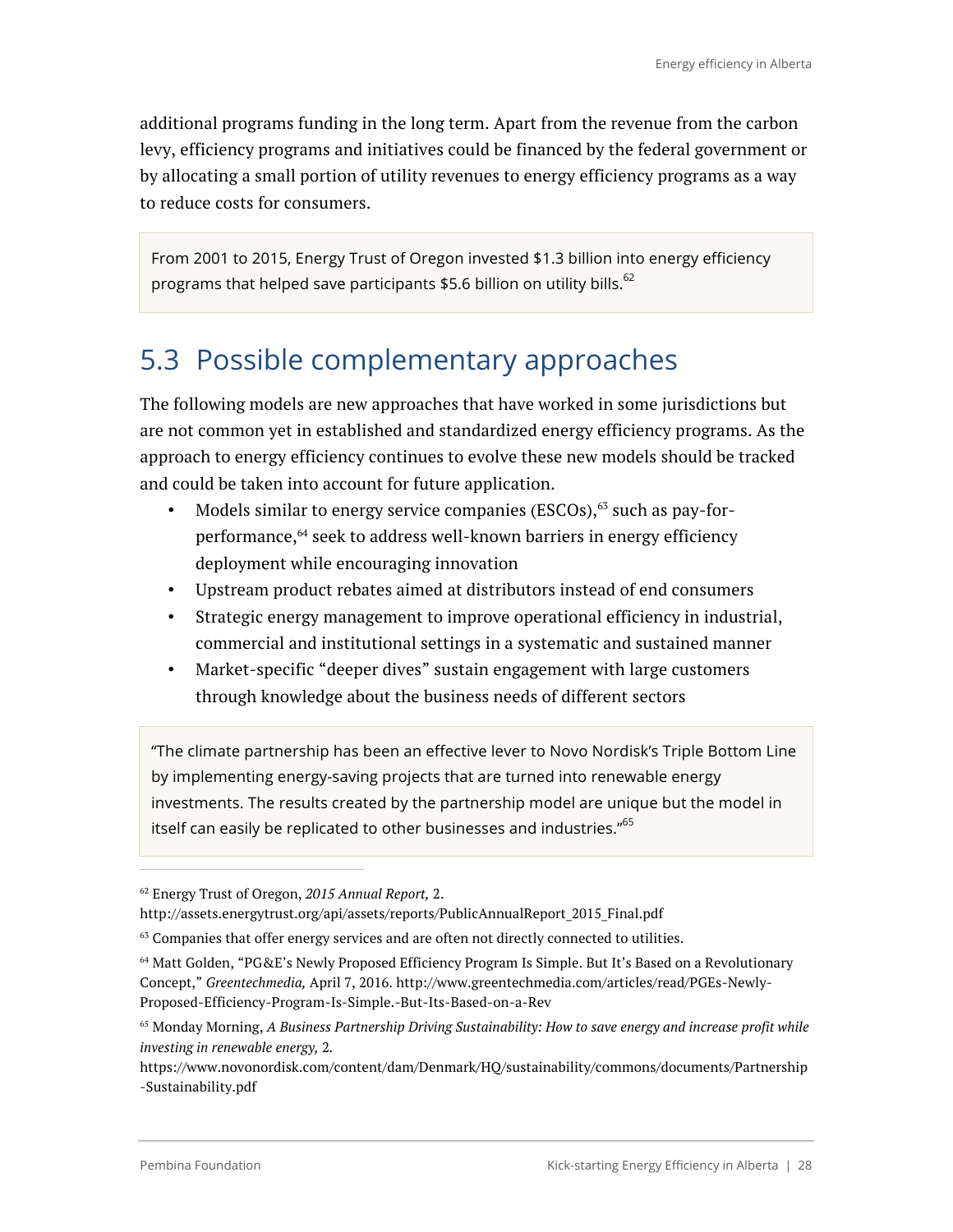additional programs funding in the long term. Apart from the revenue from the carbon levy, efficiency programs and initiatives could be financed by the federal government or by allocating a small portion of utility revenues to energy efficiency programs as a way to reduce costs for consumers.

> From 2001 to 2015, Energy Trust of Oregon invested $1.3 billion into energy efficiency programs that helped save participants $5.6 billion on utility bills.[62]

## 5.3 Possible complementary approaches

The following models are new approaches that have worked in some jurisdictions but are not common yet in established and standardized energy efficiency programs. As the approach to energy efficiency continues to evolve these new models should be tracked and could be taken into account for future application.

- Models similar to energy service companies (ESCOs),[63] such as pay-for-performance,[64] seek to address well-known barriers in energy efficiency deployment while encouraging innovation
- Upstream product rebates aimed at distributors instead of end consumers
- Strategic energy management to improve operational efficiency in industrial, commercial and institutional settings in a systematic and sustained manner
- Market-specific "deeper dives" sustain engagement with large customers through knowledge about the business needs of different sectors

> "The climate partnership has been an effective lever to Novo Nordisk's Triple Bottom Line by implementing energy-saving projects that are turned into renewable energy investments. The results created by the partnership model are unique but the model in itself can easily be replicated to other businesses and industries."[65]

---

[62] Energy Trust of Oregon, *2015 Annual Report,* 2. http://assets.energytrust.org/api/assets/reports/PublicAnnualReport_2015_Final.pdf

[63] Companies that offer energy services and are often not directly connected to utilities.

[64] Matt Golden, "PG&E's Newly Proposed Efficiency Program Is Simple. But It's Based on a Revolutionary Concept," *Greentechmedia,* April 7, 2016. http://www.greentechmedia.com/articles/read/PGEs-Newly-Proposed-Efficiency-Program-Is-Simple.-But-Its-Based-on-a-Rev

[65] Monday Morning, *A Business Partnership Driving Sustainability: How to save energy and increase profit while investing in renewable energy,* 2. https://www.novonordisk.com/content/dam/Denmark/HQ/sustainability/commons/documents/Partnership-Sustainability.pdf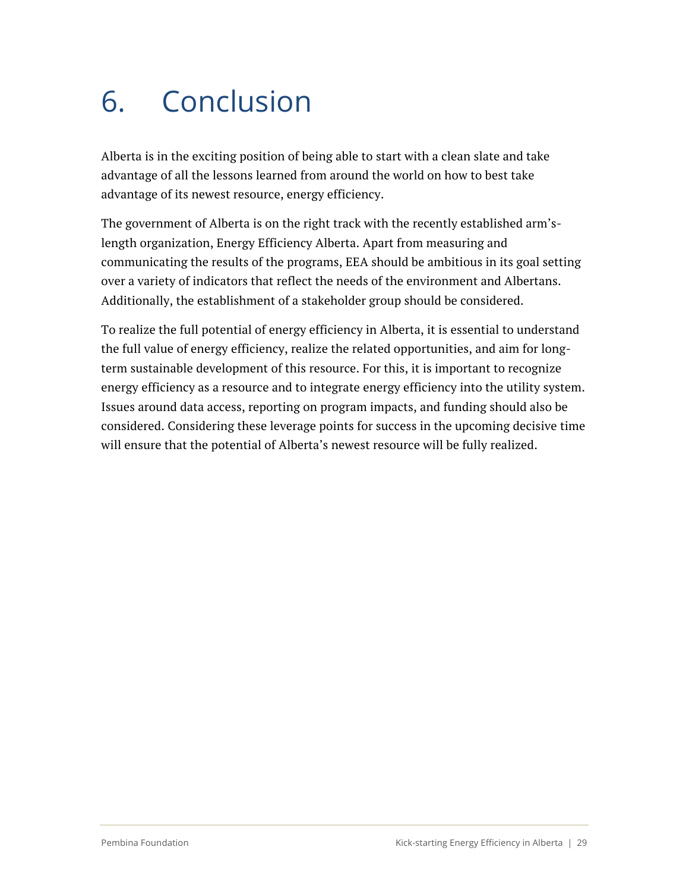# 6. Conclusion

Alberta is in the exciting position of being able to start with a clean slate and take advantage of all the lessons learned from around the world on how to best take advantage of its newest resource, energy efficiency.

The government of Alberta is on the right track with the recently established arm's-length organization, Energy Efficiency Alberta. Apart from measuring and communicating the results of the programs, EEA should be ambitious in its goal setting over a variety of indicators that reflect the needs of the environment and Albertans. Additionally, the establishment of a stakeholder group should be considered.

To realize the full potential of energy efficiency in Alberta, it is essential to understand the full value of energy efficiency, realize the related opportunities, and aim for long-term sustainable development of this resource. For this, it is important to recognize energy efficiency as a resource and to integrate energy efficiency into the utility system. Issues around data access, reporting on program impacts, and funding should also be considered. Considering these leverage points for success in the upcoming decisive time will ensure that the potential of Alberta's newest resource will be fully realized.